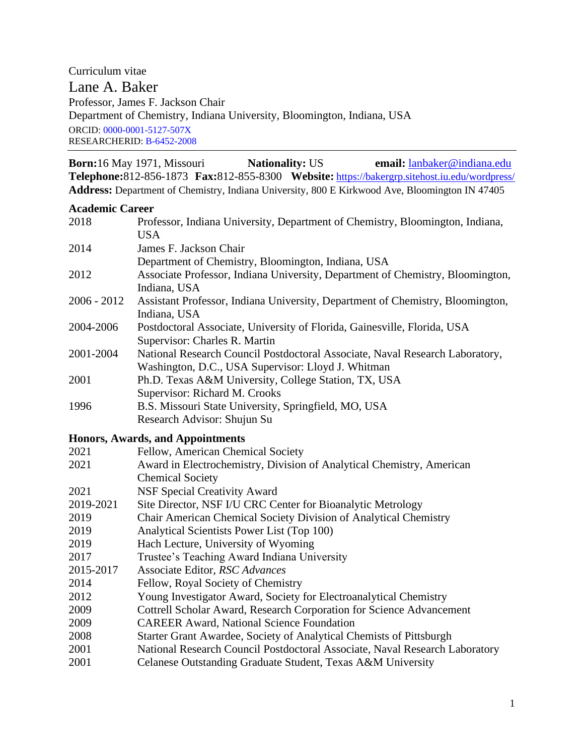Curriculum vitae

# Lane A. Baker

Professor, James F. Jackson Chair
Department of Chemistry, Indiana University, Bloomington, Indiana, USA
ORCID: 0000-0001-5127-507X
RESEARCHERID: B-6452-2008

---

**Born:** 16 May 1971, Missouri **Nationality:** US **email:** lanbaker@indiana.edu
**Telephone:** 812-856-1873 **Fax:** 812-855-8300 **Website:** https://bakergrp.sitehost.iu.edu/wordpress/
**Address:** Department of Chemistry, Indiana University, 800 E Kirkwood Ave, Bloomington IN 47405

## Academic Career

| | |
|---|---|
| 2018 | Professor, Indiana University, Department of Chemistry, Bloomington, Indiana, USA |
| 2014 | James F. Jackson Chair<br>Department of Chemistry, Bloomington, Indiana, USA |
| 2012 | Associate Professor, Indiana University, Department of Chemistry, Bloomington, Indiana, USA |
| 2006 - 2012 | Assistant Professor, Indiana University, Department of Chemistry, Bloomington, Indiana, USA |
| 2004-2006 | Postdoctoral Associate, University of Florida, Gainesville, Florida, USA<br>Supervisor: Charles R. Martin |
| 2001-2004 | National Research Council Postdoctoral Associate, Naval Research Laboratory, Washington, D.C., USA Supervisor: Lloyd J. Whitman |
| 2001 | Ph.D. Texas A&M University, College Station, TX, USA<br>Supervisor: Richard M. Crooks |
| 1996 | B.S. Missouri State University, Springfield, MO, USA<br>Research Advisor: Shujun Su |

## Honors, Awards, and Appointments

| | |
|---|---|
| 2021 | Fellow, American Chemical Society |
| 2021 | Award in Electrochemistry, Division of Analytical Chemistry, American Chemical Society |
| 2021 | NSF Special Creativity Award |
| 2019-2021 | Site Director, NSF I/U CRC Center for Bioanalytic Metrology |
| 2019 | Chair American Chemical Society Division of Analytical Chemistry |
| 2019 | Analytical Scientists Power List (Top 100) |
| 2019 | Hach Lecture, University of Wyoming |
| 2017 | Trustee's Teaching Award Indiana University |
| 2015-2017 | Associate Editor, *RSC Advances* |
| 2014 | Fellow, Royal Society of Chemistry |
| 2012 | Young Investigator Award, Society for Electroanalytical Chemistry |
| 2009 | Cottrell Scholar Award, Research Corporation for Science Advancement |
| 2009 | CAREER Award, National Science Foundation |
| 2008 | Starter Grant Awardee, Society of Analytical Chemists of Pittsburgh |
| 2001 | National Research Council Postdoctoral Associate, Naval Research Laboratory |
| 2001 | Celanese Outstanding Graduate Student, Texas A&M University |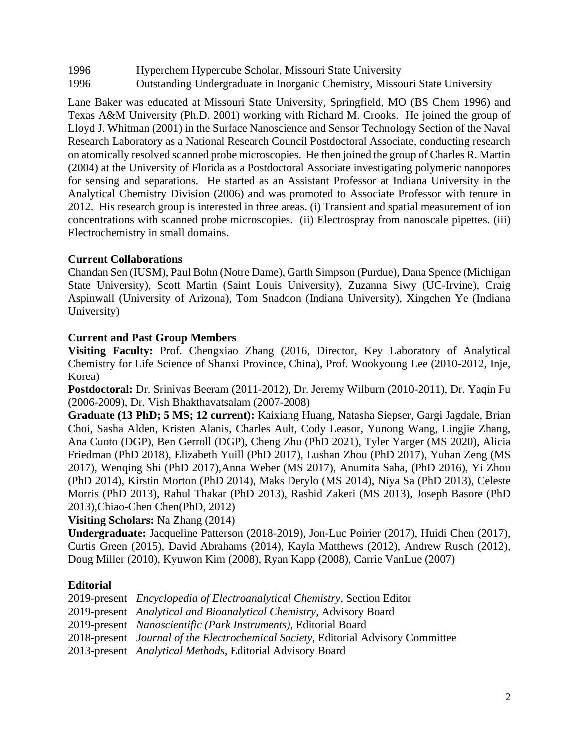1996 Hyperchem Hypercube Scholar, Missouri State University
1996 Outstanding Undergraduate in Inorganic Chemistry, Missouri State University

Lane Baker was educated at Missouri State University, Springfield, MO (BS Chem 1996) and Texas A&M University (Ph.D. 2001) working with Richard M. Crooks. He joined the group of Lloyd J. Whitman (2001) in the Surface Nanoscience and Sensor Technology Section of the Naval Research Laboratory as a National Research Council Postdoctoral Associate, conducting research on atomically resolved scanned probe microscopies. He then joined the group of Charles R. Martin (2004) at the University of Florida as a Postdoctoral Associate investigating polymeric nanopores for sensing and separations. He started as an Assistant Professor at Indiana University in the Analytical Chemistry Division (2006) and was promoted to Associate Professor with tenure in 2012. His research group is interested in three areas. (i) Transient and spatial measurement of ion concentrations with scanned probe microscopies. (ii) Electrospray from nanoscale pipettes. (iii) Electrochemistry in small domains.

**Current Collaborations**

Chandan Sen (IUSM), Paul Bohn (Notre Dame), Garth Simpson (Purdue), Dana Spence (Michigan State University), Scott Martin (Saint Louis University), Zuzanna Siwy (UC-Irvine), Craig Aspinwall (University of Arizona), Tom Snaddon (Indiana University), Xingchen Ye (Indiana University)

**Current and Past Group Members**

**Visiting Faculty:** Prof. Chengxiao Zhang (2016, Director, Key Laboratory of Analytical Chemistry for Life Science of Shanxi Province, China), Prof. Wookyoung Lee (2010-2012, Inje, Korea)

**Postdoctoral:** Dr. Srinivas Beeram (2011-2012), Dr. Jeremy Wilburn (2010-2011), Dr. Yaqin Fu (2006-2009), Dr. Vish Bhakthavatsalam (2007-2008)

**Graduate (13 PhD; 5 MS; 12 current):** Kaixiang Huang, Natasha Siepser, Gargi Jagdale, Brian Choi, Sasha Alden, Kristen Alanis, Charles Ault, Cody Leasor, Yunong Wang, Lingjie Zhang, Ana Cuoto (DGP), Ben Gerroll (DGP), Cheng Zhu (PhD 2021), Tyler Yarger (MS 2020), Alicia Friedman (PhD 2018), Elizabeth Yuill (PhD 2017), Lushan Zhou (PhD 2017), Yuhan Zeng (MS 2017), Wenqing Shi (PhD 2017),Anna Weber (MS 2017), Anumita Saha, (PhD 2016), Yi Zhou (PhD 2014), Kirstin Morton (PhD 2014), Maks Derylo (MS 2014), Niya Sa (PhD 2013), Celeste Morris (PhD 2013), Rahul Thakar (PhD 2013), Rashid Zakeri (MS 2013), Joseph Basore (PhD 2013),Chiao-Chen Chen(PhD, 2012)

**Visiting Scholars:** Na Zhang (2014)

**Undergraduate:** Jacqueline Patterson (2018-2019), Jon-Luc Poirier (2017), Huidi Chen (2017), Curtis Green (2015), David Abrahams (2014), Kayla Matthews (2012), Andrew Rusch (2012), Doug Miller (2010), Kyuwon Kim (2008), Ryan Kapp (2008), Carrie VanLue (2007)

**Editorial**

2019-present *Encyclopedia of Electroanalytical Chemistry*, Section Editor
2019-present *Analytical and Bioanalytical Chemistry*, Advisory Board
2019-present *Nanoscientific (Park Instruments)*, Editorial Board
2018-present *Journal of the Electrochemical Society*, Editorial Advisory Committee
2013-present *Analytical Methods*, Editorial Advisory Board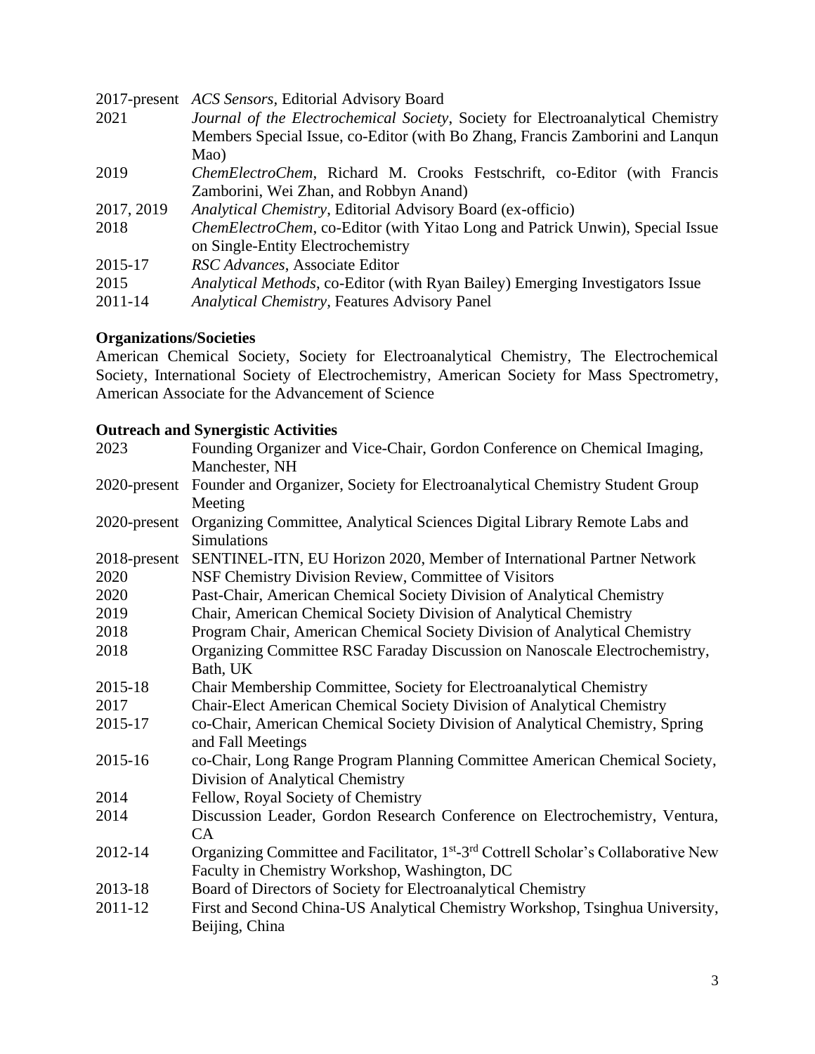| | |
|---|---|
| 2017-present | *ACS Sensors*, Editorial Advisory Board |
| 2021 | *Journal of the Electrochemical Society*, Society for Electroanalytical Chemistry Members Special Issue, co-Editor (with Bo Zhang, Francis Zamborini and Lanqun Mao) |
| 2019 | *ChemElectroChem*, Richard M. Crooks Festschrift, co-Editor (with Francis Zamborini, Wei Zhan, and Robbyn Anand) |
| 2017, 2019 | *Analytical Chemistry*, Editorial Advisory Board (ex-officio) |
| 2018 | *ChemElectroChem*, co-Editor (with Yitao Long and Patrick Unwin), Special Issue on Single-Entity Electrochemistry |
| 2015-17 | *RSC Advances*, Associate Editor |
| 2015 | *Analytical Methods*, co-Editor (with Ryan Bailey) Emerging Investigators Issue |
| 2011-14 | *Analytical Chemistry*, Features Advisory Panel |

**Organizations/Societies**

American Chemical Society, Society for Electroanalytical Chemistry, The Electrochemical Society, International Society of Electrochemistry, American Society for Mass Spectrometry, American Associate for the Advancement of Science

**Outreach and Synergistic Activities**

| | |
|---|---|
| 2023 | Founding Organizer and Vice-Chair, Gordon Conference on Chemical Imaging, Manchester, NH |
| 2020-present | Founder and Organizer, Society for Electroanalytical Chemistry Student Group Meeting |
| 2020-present | Organizing Committee, Analytical Sciences Digital Library Remote Labs and Simulations |
| 2018-present | SENTINEL-ITN, EU Horizon 2020, Member of International Partner Network |
| 2020 | NSF Chemistry Division Review, Committee of Visitors |
| 2020 | Past-Chair, American Chemical Society Division of Analytical Chemistry |
| 2019 | Chair, American Chemical Society Division of Analytical Chemistry |
| 2018 | Program Chair, American Chemical Society Division of Analytical Chemistry |
| 2018 | Organizing Committee RSC Faraday Discussion on Nanoscale Electrochemistry, Bath, UK |
| 2015-18 | Chair Membership Committee, Society for Electroanalytical Chemistry |
| 2017 | Chair-Elect American Chemical Society Division of Analytical Chemistry |
| 2015-17 | co-Chair, American Chemical Society Division of Analytical Chemistry, Spring and Fall Meetings |
| 2015-16 | co-Chair, Long Range Program Planning Committee American Chemical Society, Division of Analytical Chemistry |
| 2014 | Fellow, Royal Society of Chemistry |
| 2014 | Discussion Leader, Gordon Research Conference on Electrochemistry, Ventura, CA |
| 2012-14 | Organizing Committee and Facilitator, 1st-3rd Cottrell Scholar's Collaborative New Faculty in Chemistry Workshop, Washington, DC |
| 2013-18 | Board of Directors of Society for Electroanalytical Chemistry |
| 2011-12 | First and Second China-US Analytical Chemistry Workshop, Tsinghua University, Beijing, China |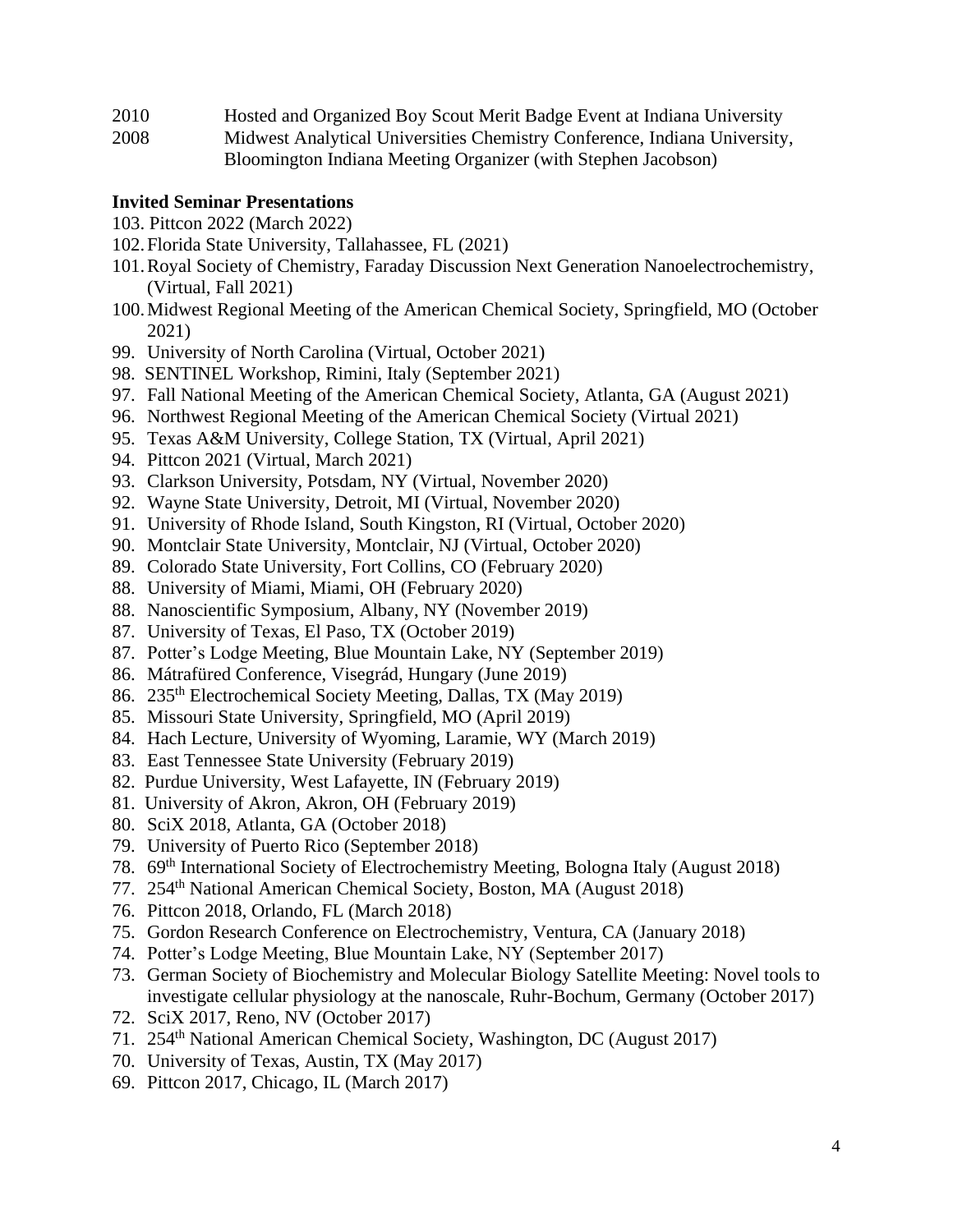| | |
|---|---|
| 2010 | Hosted and Organized Boy Scout Merit Badge Event at Indiana University |
| 2008 | Midwest Analytical Universities Chemistry Conference, Indiana University, Bloomington Indiana Meeting Organizer (with Stephen Jacobson) |

**Invited Seminar Presentations**

103. Pittcon 2022 (March 2022)
102. Florida State University, Tallahassee, FL (2021)
101. Royal Society of Chemistry, Faraday Discussion Next Generation Nanoelectrochemistry, (Virtual, Fall 2021)
100. Midwest Regional Meeting of the American Chemical Society, Springfield, MO (October 2021)
99. University of North Carolina (Virtual, October 2021)
98. SENTINEL Workshop, Rimini, Italy (September 2021)
97. Fall National Meeting of the American Chemical Society, Atlanta, GA (August 2021)
96. Northwest Regional Meeting of the American Chemical Society (Virtual 2021)
95. Texas A&M University, College Station, TX (Virtual, April 2021)
94. Pittcon 2021 (Virtual, March 2021)
93. Clarkson University, Potsdam, NY (Virtual, November 2020)
92. Wayne State University, Detroit, MI (Virtual, November 2020)
91. University of Rhode Island, South Kingston, RI (Virtual, October 2020)
90. Montclair State University, Montclair, NJ (Virtual, October 2020)
89. Colorado State University, Fort Collins, CO (February 2020)
88. University of Miami, Miami, OH (February 2020)
88. Nanoscientific Symposium, Albany, NY (November 2019)
87. University of Texas, El Paso, TX (October 2019)
87. Potter's Lodge Meeting, Blue Mountain Lake, NY (September 2019)
86. Mátrafüred Conference, Visegrád, Hungary (June 2019)
86. 235th Electrochemical Society Meeting, Dallas, TX (May 2019)
85. Missouri State University, Springfield, MO (April 2019)
84. Hach Lecture, University of Wyoming, Laramie, WY (March 2019)
83. East Tennessee State University (February 2019)
82. Purdue University, West Lafayette, IN (February 2019)
81. University of Akron, Akron, OH (February 2019)
80. SciX 2018, Atlanta, GA (October 2018)
79. University of Puerto Rico (September 2018)
78. 69th International Society of Electrochemistry Meeting, Bologna Italy (August 2018)
77. 254th National American Chemical Society, Boston, MA (August 2018)
76. Pittcon 2018, Orlando, FL (March 2018)
75. Gordon Research Conference on Electrochemistry, Ventura, CA (January 2018)
74. Potter's Lodge Meeting, Blue Mountain Lake, NY (September 2017)
73. German Society of Biochemistry and Molecular Biology Satellite Meeting: Novel tools to investigate cellular physiology at the nanoscale, Ruhr-Bochum, Germany (October 2017)
72. SciX 2017, Reno, NV (October 2017)
71. 254th National American Chemical Society, Washington, DC (August 2017)
70. University of Texas, Austin, TX (May 2017)
69. Pittcon 2017, Chicago, IL (March 2017)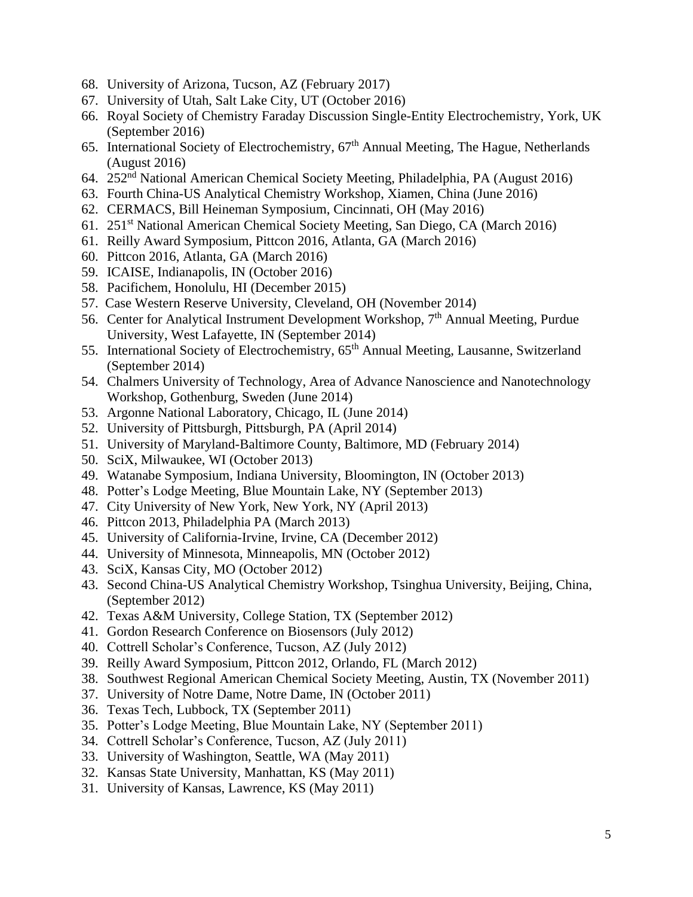68. University of Arizona, Tucson, AZ (February 2017)
67. University of Utah, Salt Lake City, UT (October 2016)
66. Royal Society of Chemistry Faraday Discussion Single-Entity Electrochemistry, York, UK (September 2016)
65. International Society of Electrochemistry, $67^{th}$ Annual Meeting, The Hague, Netherlands (August 2016)
64. $252^{nd}$ National American Chemical Society Meeting, Philadelphia, PA (August 2016)
63. Fourth China-US Analytical Chemistry Workshop, Xiamen, China (June 2016)
62. CERMACS, Bill Heineman Symposium, Cincinnati, OH (May 2016)
61. $251^{st}$ National American Chemical Society Meeting, San Diego, CA (March 2016)
61. Reilly Award Symposium, Pittcon 2016, Atlanta, GA (March 2016)
60. Pittcon 2016, Atlanta, GA (March 2016)
59. ICAISE, Indianapolis, IN (October 2016)
58. Pacifichem, Honolulu, HI (December 2015)
57. Case Western Reserve University, Cleveland, OH (November 2014)
56. Center for Analytical Instrument Development Workshop, $7^{th}$ Annual Meeting, Purdue University, West Lafayette, IN (September 2014)
55. International Society of Electrochemistry, $65^{th}$ Annual Meeting, Lausanne, Switzerland (September 2014)
54. Chalmers University of Technology, Area of Advance Nanoscience and Nanotechnology Workshop, Gothenburg, Sweden (June 2014)
53. Argonne National Laboratory, Chicago, IL (June 2014)
52. University of Pittsburgh, Pittsburgh, PA (April 2014)
51. University of Maryland-Baltimore County, Baltimore, MD (February 2014)
50. SciX, Milwaukee, WI (October 2013)
49. Watanabe Symposium, Indiana University, Bloomington, IN (October 2013)
48. Potter's Lodge Meeting, Blue Mountain Lake, NY (September 2013)
47. City University of New York, New York, NY (April 2013)
46. Pittcon 2013, Philadelphia PA (March 2013)
45. University of California-Irvine, Irvine, CA (December 2012)
44. University of Minnesota, Minneapolis, MN (October 2012)
43. SciX, Kansas City, MO (October 2012)
43. Second China-US Analytical Chemistry Workshop, Tsinghua University, Beijing, China, (September 2012)
42. Texas A&M University, College Station, TX (September 2012)
41. Gordon Research Conference on Biosensors (July 2012)
40. Cottrell Scholar's Conference, Tucson, AZ (July 2012)
39. Reilly Award Symposium, Pittcon 2012, Orlando, FL (March 2012)
38. Southwest Regional American Chemical Society Meeting, Austin, TX (November 2011)
37. University of Notre Dame, Notre Dame, IN (October 2011)
36. Texas Tech, Lubbock, TX (September 2011)
35. Potter's Lodge Meeting, Blue Mountain Lake, NY (September 2011)
34. Cottrell Scholar's Conference, Tucson, AZ (July 2011)
33. University of Washington, Seattle, WA (May 2011)
32. Kansas State University, Manhattan, KS (May 2011)
31. University of Kansas, Lawrence, KS (May 2011)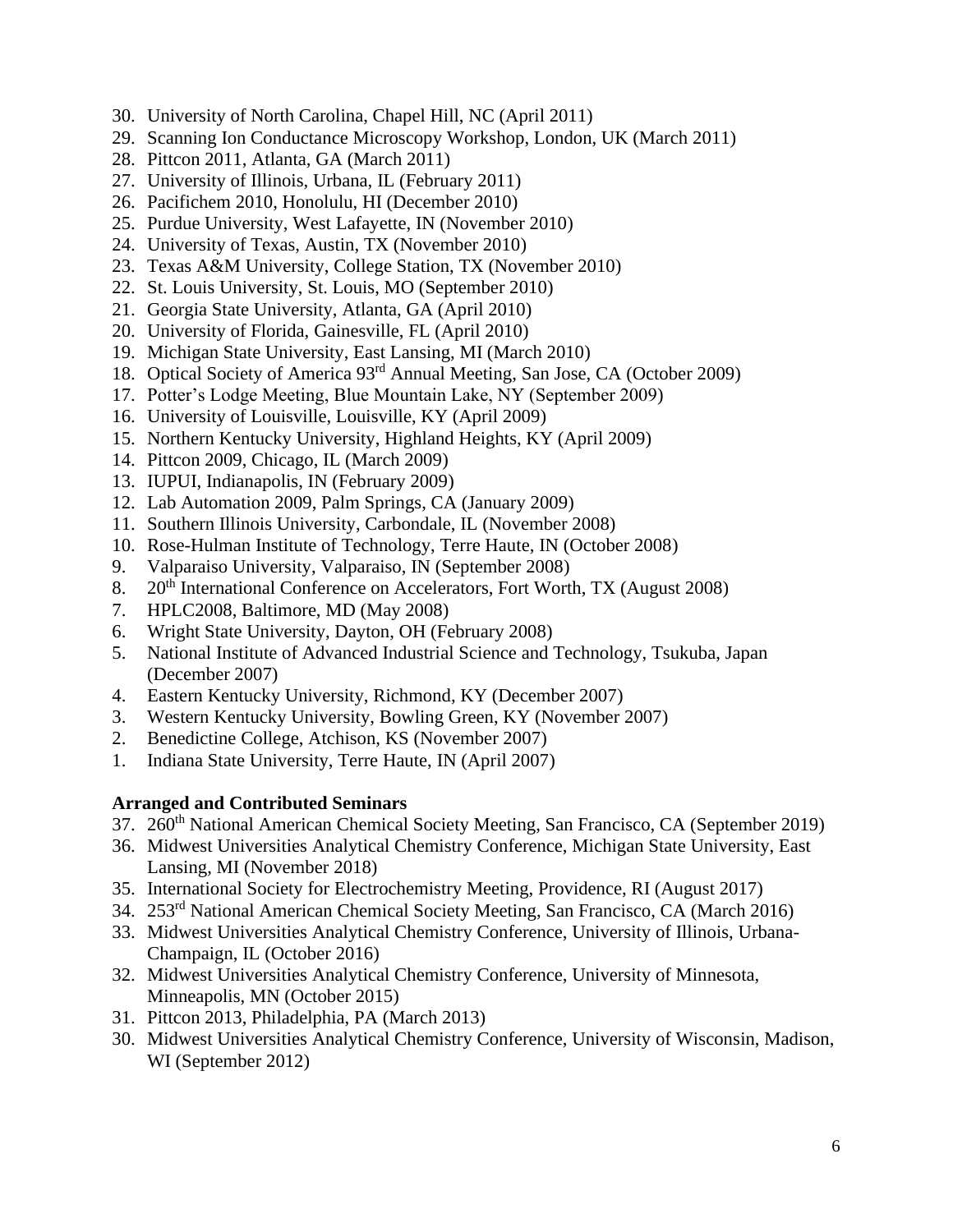30. University of North Carolina, Chapel Hill, NC (April 2011)
29. Scanning Ion Conductance Microscopy Workshop, London, UK (March 2011)
28. Pittcon 2011, Atlanta, GA (March 2011)
27. University of Illinois, Urbana, IL (February 2011)
26. Pacifichem 2010, Honolulu, HI (December 2010)
25. Purdue University, West Lafayette, IN (November 2010)
24. University of Texas, Austin, TX (November 2010)
23. Texas A&M University, College Station, TX (November 2010)
22. St. Louis University, St. Louis, MO (September 2010)
21. Georgia State University, Atlanta, GA (April 2010)
20. University of Florida, Gainesville, FL (April 2010)
19. Michigan State University, East Lansing, MI (March 2010)
18. Optical Society of America 93rd Annual Meeting, San Jose, CA (October 2009)
17. Potter's Lodge Meeting, Blue Mountain Lake, NY (September 2009)
16. University of Louisville, Louisville, KY (April 2009)
15. Northern Kentucky University, Highland Heights, KY (April 2009)
14. Pittcon 2009, Chicago, IL (March 2009)
13. IUPUI, Indianapolis, IN (February 2009)
12. Lab Automation 2009, Palm Springs, CA (January 2009)
11. Southern Illinois University, Carbondale, IL (November 2008)
10. Rose-Hulman Institute of Technology, Terre Haute, IN (October 2008)
9. Valparaiso University, Valparaiso, IN (September 2008)
8. 20th International Conference on Accelerators, Fort Worth, TX (August 2008)
7. HPLC2008, Baltimore, MD (May 2008)
6. Wright State University, Dayton, OH (February 2008)
5. National Institute of Advanced Industrial Science and Technology, Tsukuba, Japan (December 2007)
4. Eastern Kentucky University, Richmond, KY (December 2007)
3. Western Kentucky University, Bowling Green, KY (November 2007)
2. Benedictine College, Atchison, KS (November 2007)
1. Indiana State University, Terre Haute, IN (April 2007)

**Arranged and Contributed Seminars**

37. 260th National American Chemical Society Meeting, San Francisco, CA (September 2019)
36. Midwest Universities Analytical Chemistry Conference, Michigan State University, East Lansing, MI (November 2018)
35. International Society for Electrochemistry Meeting, Providence, RI (August 2017)
34. 253rd National American Chemical Society Meeting, San Francisco, CA (March 2016)
33. Midwest Universities Analytical Chemistry Conference, University of Illinois, Urbana-Champaign, IL (October 2016)
32. Midwest Universities Analytical Chemistry Conference, University of Minnesota, Minneapolis, MN (October 2015)
31. Pittcon 2013, Philadelphia, PA (March 2013)
30. Midwest Universities Analytical Chemistry Conference, University of Wisconsin, Madison, WI (September 2012)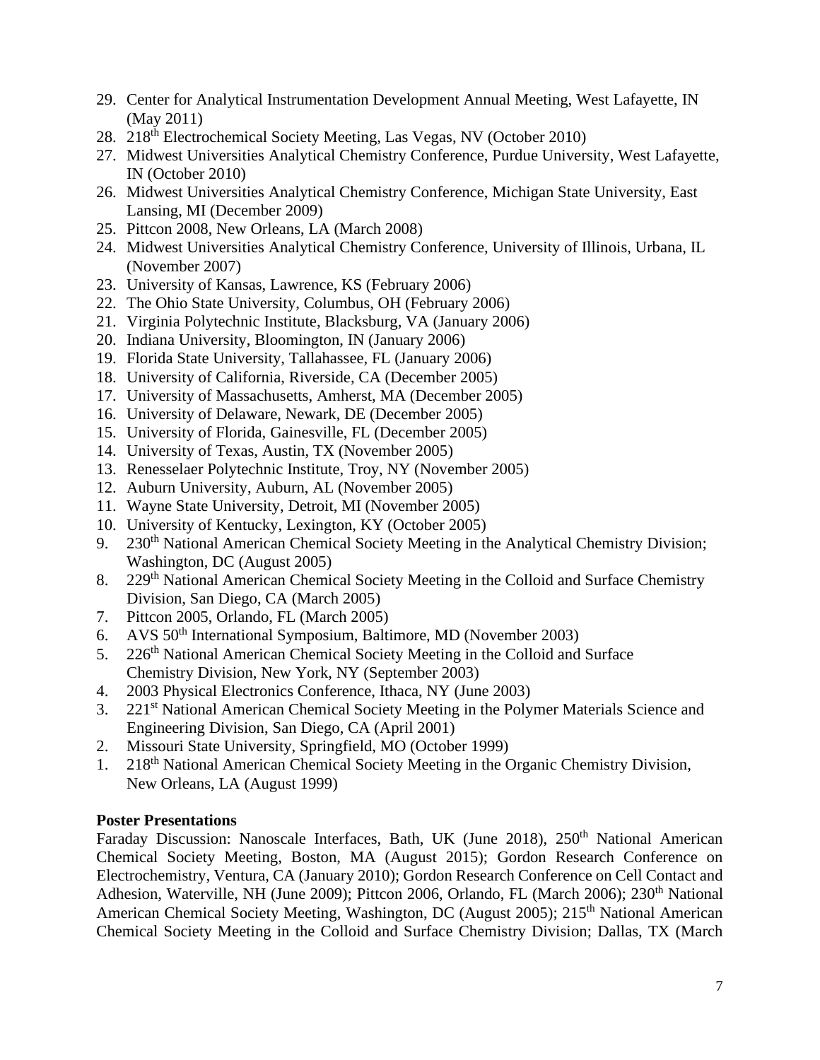29. Center for Analytical Instrumentation Development Annual Meeting, West Lafayette, IN (May 2011)
28. 218th Electrochemical Society Meeting, Las Vegas, NV (October 2010)
27. Midwest Universities Analytical Chemistry Conference, Purdue University, West Lafayette, IN (October 2010)
26. Midwest Universities Analytical Chemistry Conference, Michigan State University, East Lansing, MI (December 2009)
25. Pittcon 2008, New Orleans, LA (March 2008)
24. Midwest Universities Analytical Chemistry Conference, University of Illinois, Urbana, IL (November 2007)
23. University of Kansas, Lawrence, KS (February 2006)
22. The Ohio State University, Columbus, OH (February 2006)
21. Virginia Polytechnic Institute, Blacksburg, VA (January 2006)
20. Indiana University, Bloomington, IN (January 2006)
19. Florida State University, Tallahassee, FL (January 2006)
18. University of California, Riverside, CA (December 2005)
17. University of Massachusetts, Amherst, MA (December 2005)
16. University of Delaware, Newark, DE (December 2005)
15. University of Florida, Gainesville, FL (December 2005)
14. University of Texas, Austin, TX (November 2005)
13. Renesselaer Polytechnic Institute, Troy, NY (November 2005)
12. Auburn University, Auburn, AL (November 2005)
11. Wayne State University, Detroit, MI (November 2005)
10. University of Kentucky, Lexington, KY (October 2005)
9. 230th National American Chemical Society Meeting in the Analytical Chemistry Division; Washington, DC (August 2005)
8. 229th National American Chemical Society Meeting in the Colloid and Surface Chemistry Division, San Diego, CA (March 2005)
7. Pittcon 2005, Orlando, FL (March 2005)
6. AVS 50th International Symposium, Baltimore, MD (November 2003)
5. 226th National American Chemical Society Meeting in the Colloid and Surface Chemistry Division, New York, NY (September 2003)
4. 2003 Physical Electronics Conference, Ithaca, NY (June 2003)
3. 221st National American Chemical Society Meeting in the Polymer Materials Science and Engineering Division, San Diego, CA (April 2001)
2. Missouri State University, Springfield, MO (October 1999)
1. 218th National American Chemical Society Meeting in the Organic Chemistry Division, New Orleans, LA (August 1999)

**Poster Presentations**

Faraday Discussion: Nanoscale Interfaces, Bath, UK (June 2018), 250th National American Chemical Society Meeting, Boston, MA (August 2015); Gordon Research Conference on Electrochemistry, Ventura, CA (January 2010); Gordon Research Conference on Cell Contact and Adhesion, Waterville, NH (June 2009); Pittcon 2006, Orlando, FL (March 2006); 230th National American Chemical Society Meeting, Washington, DC (August 2005); 215th National American Chemical Society Meeting in the Colloid and Surface Chemistry Division; Dallas, TX (March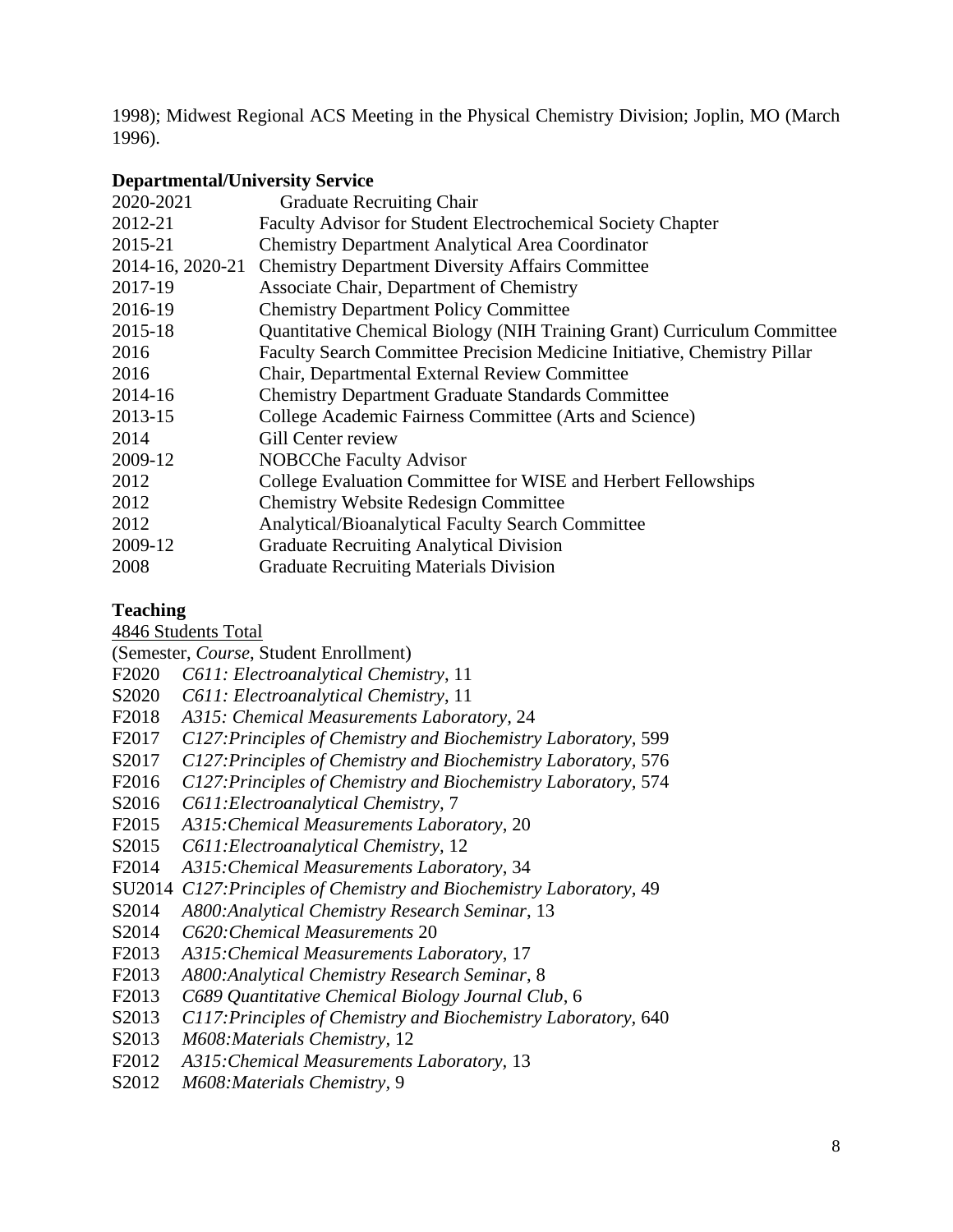1998); Midwest Regional ACS Meeting in the Physical Chemistry Division; Joplin, MO (March 1996).

**Departmental/University Service**

| | |
|---|---|
| 2020-2021 | Graduate Recruiting Chair |
| 2012-21 | Faculty Advisor for Student Electrochemical Society Chapter |
| 2015-21 | Chemistry Department Analytical Area Coordinator |
| 2014-16, 2020-21 | Chemistry Department Diversity Affairs Committee |
| 2017-19 | Associate Chair, Department of Chemistry |
| 2016-19 | Chemistry Department Policy Committee |
| 2015-18 | Quantitative Chemical Biology (NIH Training Grant) Curriculum Committee |
| 2016 | Faculty Search Committee Precision Medicine Initiative, Chemistry Pillar |
| 2016 | Chair, Departmental External Review Committee |
| 2014-16 | Chemistry Department Graduate Standards Committee |
| 2013-15 | College Academic Fairness Committee (Arts and Science) |
| 2014 | Gill Center review |
| 2009-12 | NOBCChe Faculty Advisor |
| 2012 | College Evaluation Committee for WISE and Herbert Fellowships |
| 2012 | Chemistry Website Redesign Committee |
| 2012 | Analytical/Bioanalytical Faculty Search Committee |
| 2009-12 | Graduate Recruiting Analytical Division |
| 2008 | Graduate Recruiting Materials Division |

**Teaching**

4846 Students Total

(Semester, *Course*, Student Enrollment)

F2020 *C611: Electroanalytical Chemistry*, 11
S2020 *C611: Electroanalytical Chemistry*, 11
F2018 *A315: Chemical Measurements Laboratory*, 24
F2017 *C127:Principles of Chemistry and Biochemistry Laboratory*, 599
S2017 *C127:Principles of Chemistry and Biochemistry Laboratory*, 576
F2016 *C127:Principles of Chemistry and Biochemistry Laboratory*, 574
S2016 *C611:Electroanalytical Chemistry*, 7
F2015 *A315:Chemical Measurements Laboratory*, 20
S2015 *C611:Electroanalytical Chemistry*, 12
F2014 *A315:Chemical Measurements Laboratory*, 34
SU2014 *C127:Principles of Chemistry and Biochemistry Laboratory*, 49
S2014 *A800:Analytical Chemistry Research Seminar*, 13
S2014 *C620:Chemical Measurements* 20
F2013 *A315:Chemical Measurements Laboratory*, 17
F2013 *A800:Analytical Chemistry Research Seminar*, 8
F2013 *C689 Quantitative Chemical Biology Journal Club*, 6
S2013 *C117:Principles of Chemistry and Biochemistry Laboratory*, 640
S2013 *M608:Materials Chemistry*, 12
F2012 *A315:Chemical Measurements Laboratory*, 13
S2012 *M608:Materials Chemistry*, 9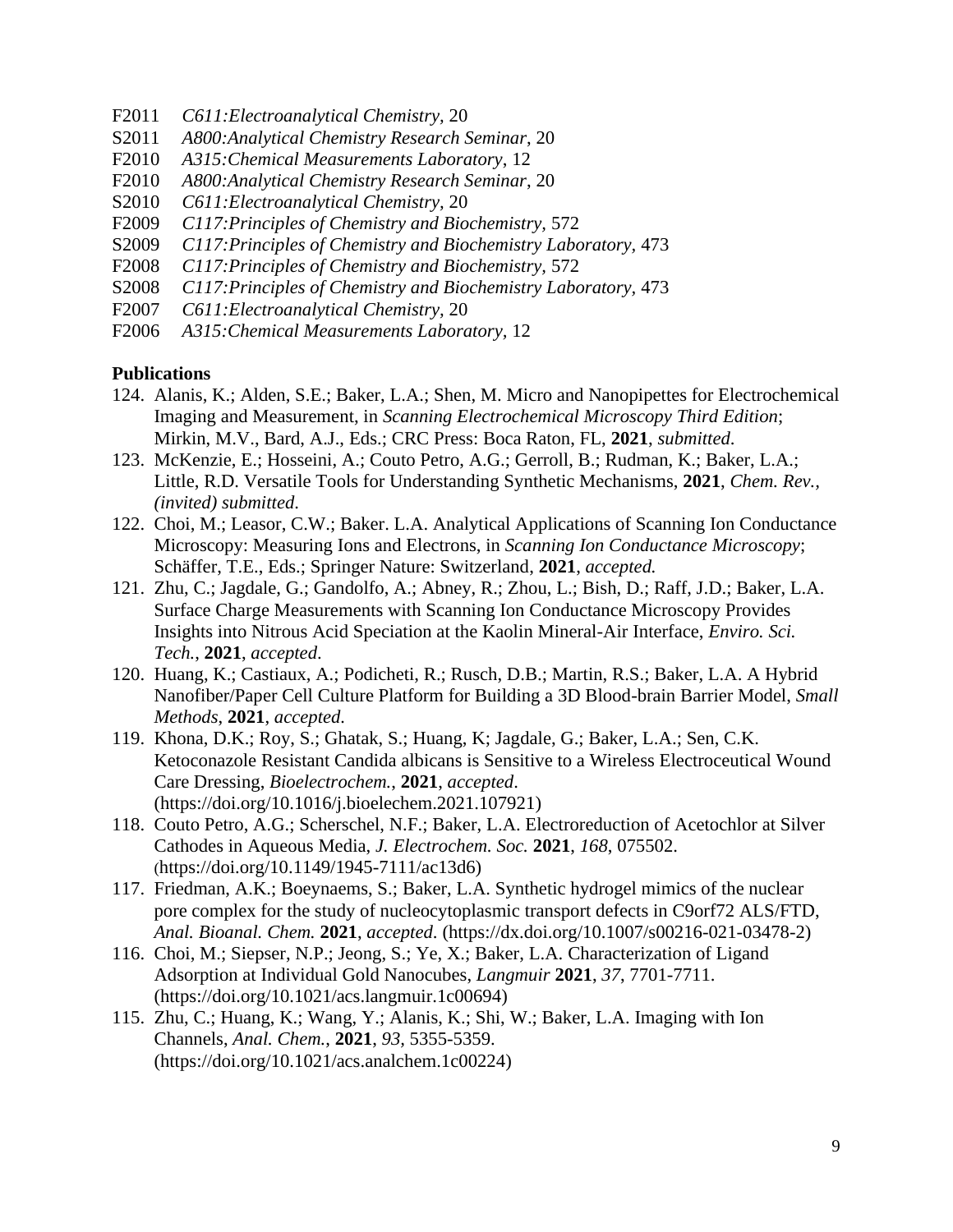F2011 *C611:Electroanalytical Chemistry*, 20
S2011 *A800:Analytical Chemistry Research Seminar*, 20
F2010 *A315:Chemical Measurements Laboratory*, 12
F2010 *A800:Analytical Chemistry Research Seminar*, 20
S2010 *C611:Electroanalytical Chemistry*, 20
F2009 *C117:Principles of Chemistry and Biochemistry*, 572
S2009 *C117:Principles of Chemistry and Biochemistry Laboratory*, 473
F2008 *C117:Principles of Chemistry and Biochemistry*, 572
S2008 *C117:Principles of Chemistry and Biochemistry Laboratory*, 473
F2007 *C611:Electroanalytical Chemistry*, 20
F2006 *A315:Chemical Measurements Laboratory*, 12

**Publications**

124. Alanis, K.; Alden, S.E.; Baker, L.A.; Shen, M. Micro and Nanopipettes for Electrochemical Imaging and Measurement, in *Scanning Electrochemical Microscopy Third Edition*; Mirkin, M.V., Bard, A.J., Eds.; CRC Press: Boca Raton, FL, **2021**, *submitted*.
123. McKenzie, E.; Hosseini, A.; Couto Petro, A.G.; Gerroll, B.; Rudman, K.; Baker, L.A.; Little, R.D. Versatile Tools for Understanding Synthetic Mechanisms, **2021**, *Chem. Rev., (invited) submitted.*
122. Choi, M.; Leasor, C.W.; Baker. L.A. Analytical Applications of Scanning Ion Conductance Microscopy: Measuring Ions and Electrons, in *Scanning Ion Conductance Microscopy*; Schäffer, T.E., Eds.; Springer Nature: Switzerland, **2021**, *accepted.*
121. Zhu, C.; Jagdale, G.; Gandolfo, A.; Abney, R.; Zhou, L.; Bish, D.; Raff, J.D.; Baker, L.A. Surface Charge Measurements with Scanning Ion Conductance Microscopy Provides Insights into Nitrous Acid Speciation at the Kaolin Mineral-Air Interface, *Enviro. Sci. Tech.*, **2021**, *accepted*.
120. Huang, K.; Castiaux, A.; Podicheti, R.; Rusch, D.B.; Martin, R.S.; Baker, L.A. A Hybrid Nanofiber/Paper Cell Culture Platform for Building a 3D Blood-brain Barrier Model, *Small Methods*, **2021**, *accepted*.
119. Khona, D.K.; Roy, S.; Ghatak, S.; Huang, K; Jagdale, G.; Baker, L.A.; Sen, C.K. Ketoconazole Resistant Candida albicans is Sensitive to a Wireless Electroceutical Wound Care Dressing, *Bioelectrochem.*, **2021**, *accepted*. (https://doi.org/10.1016/j.bioelechem.2021.107921)
118. Couto Petro, A.G.; Scherschel, N.F.; Baker, L.A. Electroreduction of Acetochlor at Silver Cathodes in Aqueous Media, *J. Electrochem. Soc.* **2021**, *168*, 075502. (https://doi.org/10.1149/1945-7111/ac13d6)
117. Friedman, A.K.; Boeynaems, S.; Baker, L.A. Synthetic hydrogel mimics of the nuclear pore complex for the study of nucleocytoplasmic transport defects in C9orf72 ALS/FTD, *Anal. Bioanal. Chem.* **2021**, *accepted*. (https://dx.doi.org/10.1007/s00216-021-03478-2)
116. Choi, M.; Siepser, N.P.; Jeong, S.; Ye, X.; Baker, L.A. Characterization of Ligand Adsorption at Individual Gold Nanocubes, *Langmuir* **2021**, *37*, 7701-7711. (https://doi.org/10.1021/acs.langmuir.1c00694)
115. Zhu, C.; Huang, K.; Wang, Y.; Alanis, K.; Shi, W.; Baker, L.A. Imaging with Ion Channels, *Anal. Chem.*, **2021**, *93*, 5355-5359. (https://doi.org/10.1021/acs.analchem.1c00224)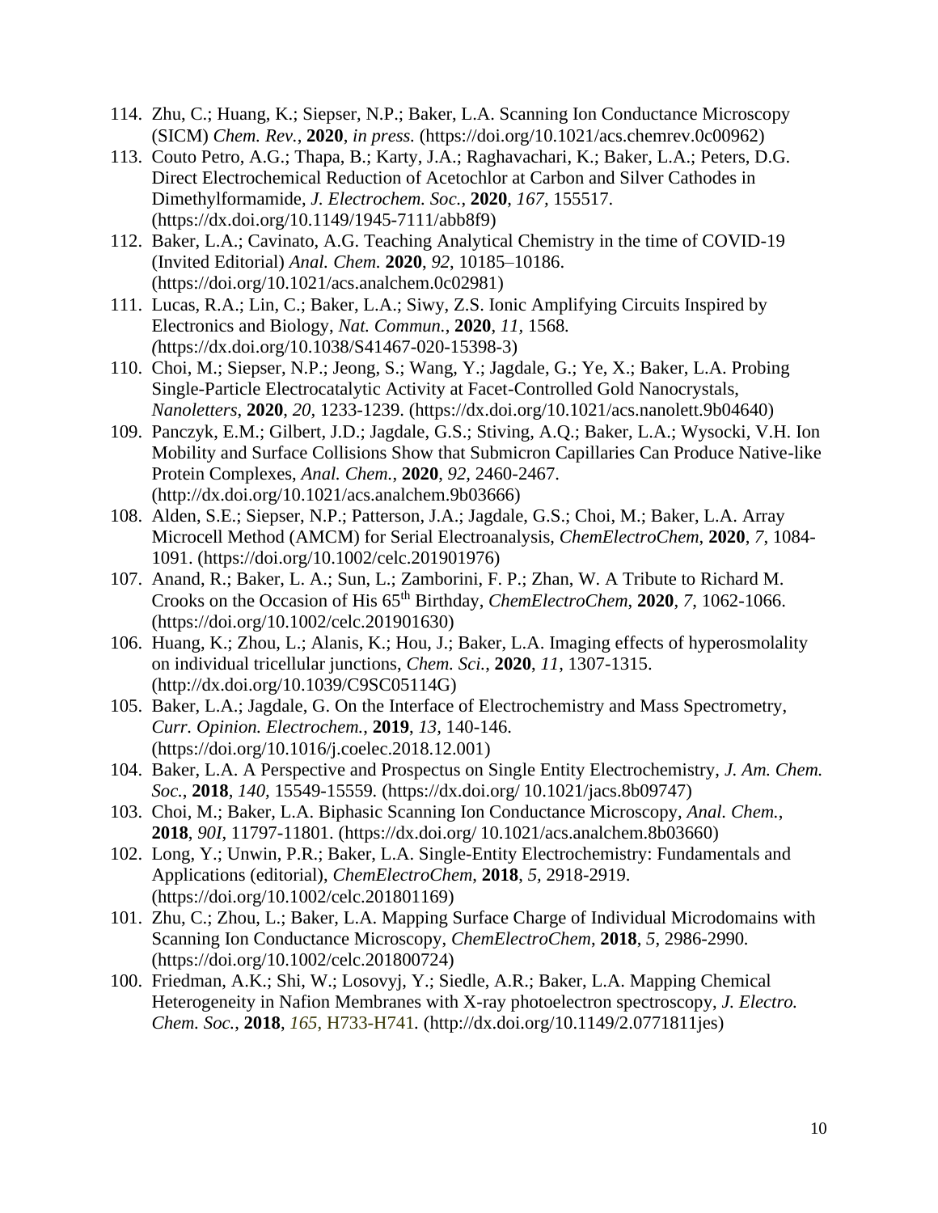114. Zhu, C.; Huang, K.; Siepser, N.P.; Baker, L.A. Scanning Ion Conductance Microscopy (SICM) *Chem. Rev.*, **2020**, *in press.* (https://doi.org/10.1021/acs.chemrev.0c00962)
113. Couto Petro, A.G.; Thapa, B.; Karty, J.A.; Raghavachari, K.; Baker, L.A.; Peters, D.G. Direct Electrochemical Reduction of Acetochlor at Carbon and Silver Cathodes in Dimethylformamide, *J. Electrochem. Soc.*, **2020**, *167*, 155517. (https://dx.doi.org/10.1149/1945-7111/abb8f9)
112. Baker, L.A.; Cavinato, A.G. Teaching Analytical Chemistry in the time of COVID-19 (Invited Editorial) *Anal. Chem.* **2020**, *92*, 10185–10186. (https://doi.org/10.1021/acs.analchem.0c02981)
111. Lucas, R.A.; Lin, C.; Baker, L.A.; Siwy, Z.S. Ionic Amplifying Circuits Inspired by Electronics and Biology, *Nat. Commun.*, **2020**, *11*, 1568. *(*https://dx.doi.org/10.1038/S41467-020-15398-3)
110. Choi, M.; Siepser, N.P.; Jeong, S.; Wang, Y.; Jagdale, G.; Ye, X.; Baker, L.A. Probing Single-Particle Electrocatalytic Activity at Facet-Controlled Gold Nanocrystals, *Nanoletters*, **2020**, *20*, 1233-1239. (https://dx.doi.org/10.1021/acs.nanolett.9b04640)
109. Panczyk, E.M.; Gilbert, J.D.; Jagdale, G.S.; Stiving, A.Q.; Baker, L.A.; Wysocki, V.H. Ion Mobility and Surface Collisions Show that Submicron Capillaries Can Produce Native-like Protein Complexes, *Anal. Chem.*, **2020**, *92*, 2460-2467. (http://dx.doi.org/10.1021/acs.analchem.9b03666)
108. Alden, S.E.; Siepser, N.P.; Patterson, J.A.; Jagdale, G.S.; Choi, M.; Baker, L.A. Array Microcell Method (AMCM) for Serial Electroanalysis, *ChemElectroChem*, **2020**, *7*, 1084-1091. (https://doi.org/10.1002/celc.201901976)
107. Anand, R.; Baker, L. A.; Sun, L.; Zamborini, F. P.; Zhan, W. A Tribute to Richard M. Crooks on the Occasion of His 65th Birthday, *ChemElectroChem*, **2020**, *7*, 1062-1066. (https://doi.org/10.1002/celc.201901630)
106. Huang, K.; Zhou, L.; Alanis, K.; Hou, J.; Baker, L.A. Imaging effects of hyperosmolality on individual tricellular junctions, *Chem. Sci.*, **2020**, *11*, 1307-1315. (http://dx.doi.org/10.1039/C9SC05114G)
105. Baker, L.A.; Jagdale, G. On the Interface of Electrochemistry and Mass Spectrometry, *Curr. Opinion. Electrochem.*, **2019**, *13*, 140-146. (https://doi.org/10.1016/j.coelec.2018.12.001)
104. Baker, L.A. A Perspective and Prospectus on Single Entity Electrochemistry, *J. Am. Chem. Soc.*, **2018**, *140*, 15549-15559. (https://dx.doi.org/ 10.1021/jacs.8b09747)
103. Choi, M.; Baker, L.A. Biphasic Scanning Ion Conductance Microscopy, *Anal. Chem.*, **2018**, *90I*, 11797-11801. (https://dx.doi.org/ 10.1021/acs.analchem.8b03660)
102. Long, Y.; Unwin, P.R.; Baker, L.A. Single-Entity Electrochemistry: Fundamentals and Applications (editorial), *ChemElectroChem*, **2018**, *5*, 2918-2919. (https://doi.org/10.1002/celc.201801169)
101. Zhu, C.; Zhou, L.; Baker, L.A. Mapping Surface Charge of Individual Microdomains with Scanning Ion Conductance Microscopy, *ChemElectroChem*, **2018**, *5*, 2986-2990. (https://doi.org/10.1002/celc.201800724)
100. Friedman, A.K.; Shi, W.; Losovyj, Y.; Siedle, A.R.; Baker, L.A. Mapping Chemical Heterogeneity in Nafion Membranes with X-ray photoelectron spectroscopy, *J. Electro. Chem. Soc.*, **2018**, *165*, H733-H741. (http://dx.doi.org/10.1149/2.0771811jes)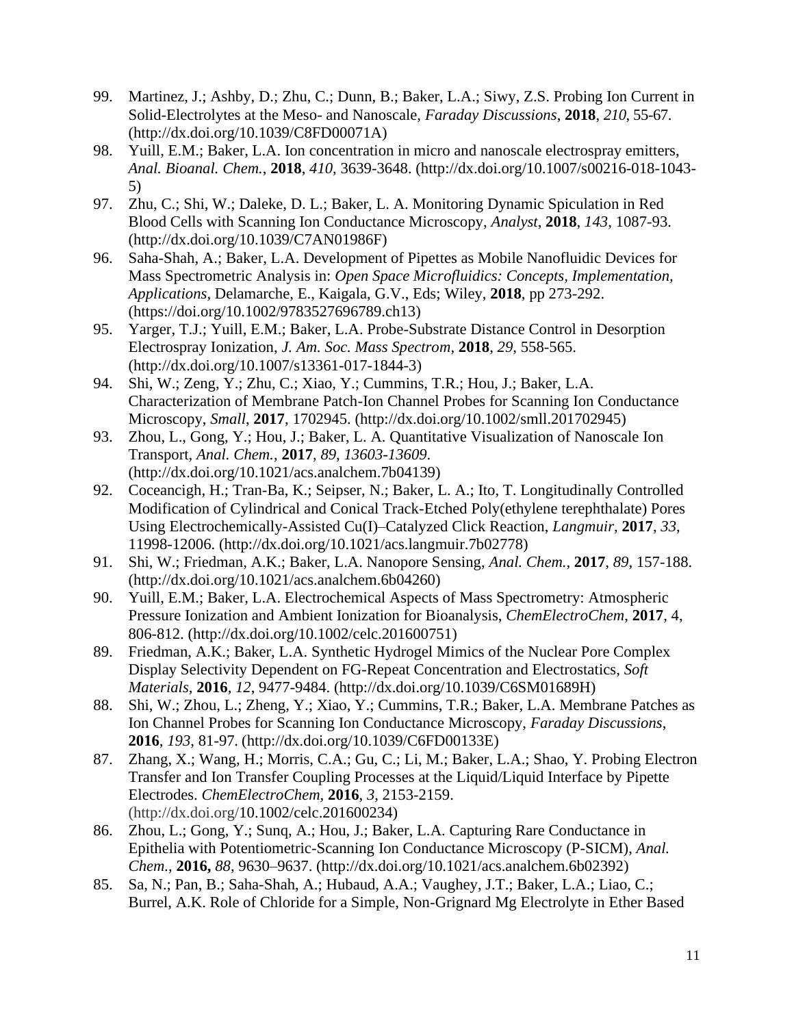99. Martinez, J.; Ashby, D.; Zhu, C.; Dunn, B.; Baker, L.A.; Siwy, Z.S. Probing Ion Current in Solid-Electrolytes at the Meso- and Nanoscale, *Faraday Discussions*, **2018**, *210*, 55-67. (http://dx.doi.org/10.1039/C8FD00071A)
98. Yuill, E.M.; Baker, L.A. Ion concentration in micro and nanoscale electrospray emitters, *Anal. Bioanal. Chem.*, **2018**, *410*, 3639-3648. (http://dx.doi.org/10.1007/s00216-018-1043-5)
97. Zhu, C.; Shi, W.; Daleke, D. L.; Baker, L. A. Monitoring Dynamic Spiculation in Red Blood Cells with Scanning Ion Conductance Microscopy, *Analyst*, **2018**, *143*, 1087-93. (http://dx.doi.org/10.1039/C7AN01986F)
96. Saha-Shah, A.; Baker, L.A. Development of Pipettes as Mobile Nanofluidic Devices for Mass Spectrometric Analysis in: *Open Space Microfluidics: Concepts, Implementation, Applications*, Delamarche, E., Kaigala, G.V., Eds; Wiley, **2018**, pp 273-292. (https://doi.org/10.1002/9783527696789.ch13)
95. Yarger, T.J.; Yuill, E.M.; Baker, L.A. Probe-Substrate Distance Control in Desorption Electrospray Ionization, *J. Am. Soc. Mass Spectrom*, **2018**, *29*, 558-565. (http://dx.doi.org/10.1007/s13361-017-1844-3)
94. Shi, W.; Zeng, Y.; Zhu, C.; Xiao, Y.; Cummins, T.R.; Hou, J.; Baker, L.A. Characterization of Membrane Patch-Ion Channel Probes for Scanning Ion Conductance Microscopy, *Small*, **2017**, 1702945. (http://dx.doi.org/10.1002/smll.201702945)
93. Zhou, L., Gong, Y.; Hou, J.; Baker, L. A. Quantitative Visualization of Nanoscale Ion Transport, *Anal. Chem.*, **2017**, *89, 13603-13609*. (http://dx.doi.org/10.1021/acs.analchem.7b04139)
92. Coceancigh, H.; Tran-Ba, K.; Seipser, N.; Baker, L. A.; Ito, T. Longitudinally Controlled Modification of Cylindrical and Conical Track-Etched Poly(ethylene terephthalate) Pores Using Electrochemically-Assisted Cu(I)–Catalyzed Click Reaction, *Langmuir*, **2017**, *33*, 11998-12006. (http://dx.doi.org/10.1021/acs.langmuir.7b02778)
91. Shi, W.; Friedman, A.K.; Baker, L.A. Nanopore Sensing, *Anal. Chem.*, **2017**, *89*, 157-188. (http://dx.doi.org/10.1021/acs.analchem.6b04260)
90. Yuill, E.M.; Baker, L.A. Electrochemical Aspects of Mass Spectrometry: Atmospheric Pressure Ionization and Ambient Ionization for Bioanalysis, *ChemElectroChem*, **2017**, 4, 806-812. (http://dx.doi.org/10.1002/celc.201600751)
89. Friedman, A.K.; Baker, L.A. Synthetic Hydrogel Mimics of the Nuclear Pore Complex Display Selectivity Dependent on FG-Repeat Concentration and Electrostatics, *Soft Materials*, **2016**, *12*, 9477-9484. (http://dx.doi.org/10.1039/C6SM01689H)
88. Shi, W.; Zhou, L.; Zheng, Y.; Xiao, Y.; Cummins, T.R.; Baker, L.A. Membrane Patches as Ion Channel Probes for Scanning Ion Conductance Microscopy, *Faraday Discussions*, **2016**, *193*, 81-97. (http://dx.doi.org/10.1039/C6FD00133E)
87. Zhang, X.; Wang, H.; Morris, C.A.; Gu, C.; Li, M.; Baker, L.A.; Shao, Y. Probing Electron Transfer and Ion Transfer Coupling Processes at the Liquid/Liquid Interface by Pipette Electrodes. *ChemElectroChem*, **2016**, *3*, 2153-2159. (http://dx.doi.org/10.1002/celc.201600234)
86. Zhou, L.; Gong, Y.; Sunq, A.; Hou, J.; Baker, L.A. Capturing Rare Conductance in Epithelia with Potentiometric-Scanning Ion Conductance Microscopy (P-SICM), *Anal. Chem.*, **2016,** *88*, 9630–9637. (http://dx.doi.org/10.1021/acs.analchem.6b02392)
85. Sa, N.; Pan, B.; Saha-Shah, A.; Hubaud, A.A.; Vaughey, J.T.; Baker, L.A.; Liao, C.; Burrel, A.K. Role of Chloride for a Simple, Non-Grignard Mg Electrolyte in Ether Based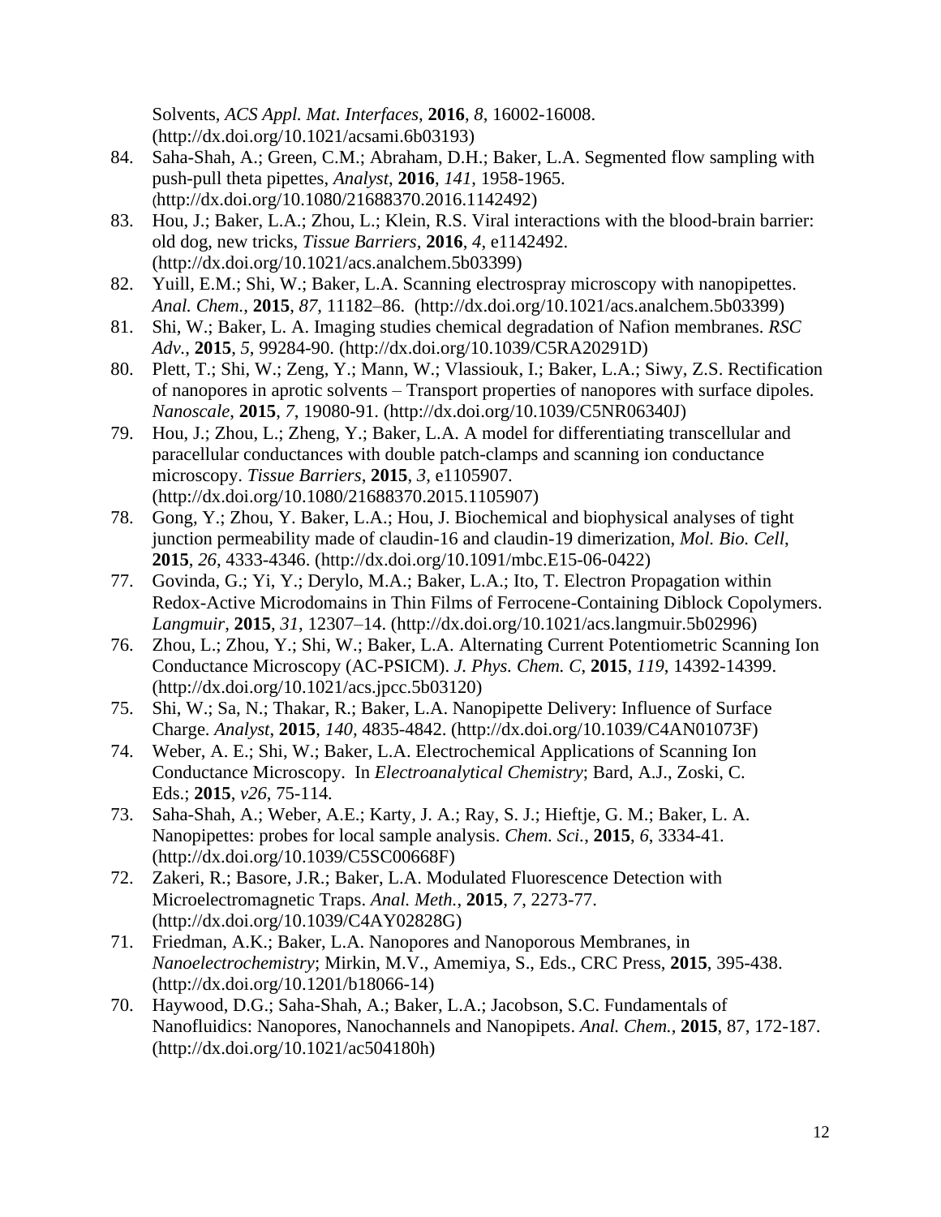Solvents, *ACS Appl. Mat. Interfaces*, **2016**, *8*, 16002-16008. (http://dx.doi.org/10.1021/acsami.6b03193)

84. Saha-Shah, A.; Green, C.M.; Abraham, D.H.; Baker, L.A. Segmented flow sampling with push-pull theta pipettes, *Analyst*, **2016**, *141*, 1958-1965. (http://dx.doi.org/10.1080/21688370.2016.1142492)
83. Hou, J.; Baker, L.A.; Zhou, L.; Klein, R.S. Viral interactions with the blood-brain barrier: old dog, new tricks, *Tissue Barriers*, **2016**, *4*, e1142492. (http://dx.doi.org/10.1021/acs.analchem.5b03399)
82. Yuill, E.M.; Shi, W.; Baker, L.A. Scanning electrospray microscopy with nanopipettes. *Anal. Chem.*, **2015**, *87*, 11182–86. (http://dx.doi.org/10.1021/acs.analchem.5b03399)
81. Shi, W.; Baker, L. A. Imaging studies chemical degradation of Nafion membranes. *RSC Adv.*, **2015**, *5*, 99284-90. (http://dx.doi.org/10.1039/C5RA20291D)
80. Plett, T.; Shi, W.; Zeng, Y.; Mann, W.; Vlassiouk, I.; Baker, L.A.; Siwy, Z.S. Rectification of nanopores in aprotic solvents – Transport properties of nanopores with surface dipoles. *Nanoscale*, **2015**, *7*, 19080-91. (http://dx.doi.org/10.1039/C5NR06340J)
79. Hou, J.; Zhou, L.; Zheng, Y.; Baker, L.A. A model for differentiating transcellular and paracellular conductances with double patch-clamps and scanning ion conductance microscopy. *Tissue Barriers*, **2015**, *3*, e1105907. (http://dx.doi.org/10.1080/21688370.2015.1105907)
78. Gong, Y.; Zhou, Y. Baker, L.A.; Hou, J. Biochemical and biophysical analyses of tight junction permeability made of claudin-16 and claudin-19 dimerization, *Mol. Bio. Cell*, **2015**, *26*, 4333-4346. (http://dx.doi.org/10.1091/mbc.E15-06-0422)
77. Govinda, G.; Yi, Y.; Derylo, M.A.; Baker, L.A.; Ito, T. Electron Propagation within Redox-Active Microdomains in Thin Films of Ferrocene-Containing Diblock Copolymers. *Langmuir*, **2015**, *31*, 12307–14. (http://dx.doi.org/10.1021/acs.langmuir.5b02996)
76. Zhou, L.; Zhou, Y.; Shi, W.; Baker, L.A. Alternating Current Potentiometric Scanning Ion Conductance Microscopy (AC-PSICM). *J. Phys. Chem. C*, **2015**, *119*, 14392-14399. (http://dx.doi.org/10.1021/acs.jpcc.5b03120)
75. Shi, W.; Sa, N.; Thakar, R.; Baker, L.A. Nanopipette Delivery: Influence of Surface Charge. *Analyst*, **2015**, *140*, 4835-4842. (http://dx.doi.org/10.1039/C4AN01073F)
74. Weber, A. E.; Shi, W.; Baker, L.A. Electrochemical Applications of Scanning Ion Conductance Microscopy. In *Electroanalytical Chemistry*; Bard, A.J., Zoski, C. Eds.; **2015**, *v26*, 75-114.
73. Saha-Shah, A.; Weber, A.E.; Karty, J. A.; Ray, S. J.; Hieftje, G. M.; Baker, L. A. Nanopipettes: probes for local sample analysis. *Chem. Sci.*, **2015**, *6*, 3334-41. (http://dx.doi.org/10.1039/C5SC00668F)
72. Zakeri, R.; Basore, J.R.; Baker, L.A. Modulated Fluorescence Detection with Microelectromagnetic Traps. *Anal. Meth.*, **2015**, *7*, 2273-77. (http://dx.doi.org/10.1039/C4AY02828G)
71. Friedman, A.K.; Baker, L.A. Nanopores and Nanoporous Membranes, in *Nanoelectrochemistry*; Mirkin, M.V., Amemiya, S., Eds., CRC Press, **2015**, 395-438. (http://dx.doi.org/10.1201/b18066-14)
70. Haywood, D.G.; Saha-Shah, A.; Baker, L.A.; Jacobson, S.C. Fundamentals of Nanofluidics: Nanopores, Nanochannels and Nanopipets. *Anal. Chem.*, **2015**, 87, 172-187. (http://dx.doi.org/10.1021/ac504180h)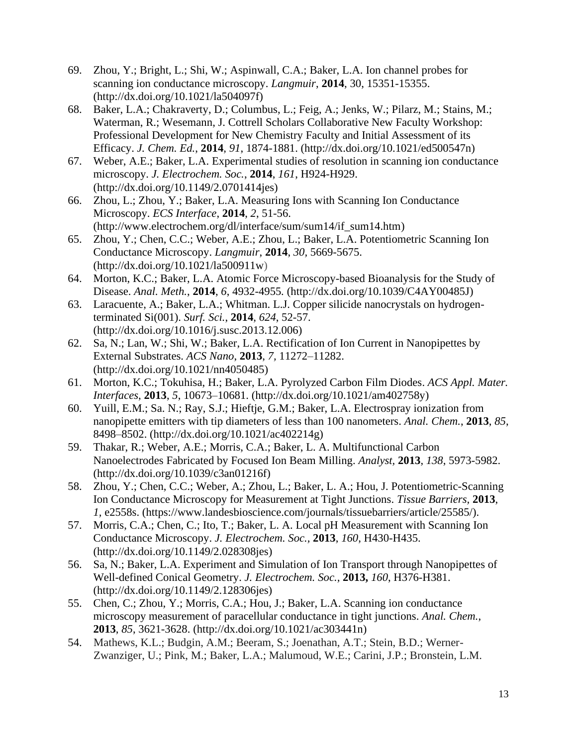69. Zhou, Y.; Bright, L.; Shi, W.; Aspinwall, C.A.; Baker, L.A. Ion channel probes for scanning ion conductance microscopy. *Langmuir*, **2014**, 30, 15351-15355. (http://dx.doi.org/10.1021/la504097f)
68. Baker, L.A.; Chakraverty, D.; Columbus, L.; Feig, A.; Jenks, W.; Pilarz, M.; Stains, M.; Waterman, R.; Wesemann, J. Cottrell Scholars Collaborative New Faculty Workshop: Professional Development for New Chemistry Faculty and Initial Assessment of its Efficacy. *J. Chem. Ed.*, **2014**, *91*, 1874-1881. (http://dx.doi.org/10.1021/ed500547n)
67. Weber, A.E.; Baker, L.A. Experimental studies of resolution in scanning ion conductance microscopy. *J. Electrochem. Soc.*, **2014**, *161*, H924-H929. (http://dx.doi.org/10.1149/2.0701414jes)
66. Zhou, L.; Zhou, Y.; Baker, L.A. Measuring Ions with Scanning Ion Conductance Microscopy. *ECS Interface*, **2014**, *2*, 51-56. (http://www.electrochem.org/dl/interface/sum/sum14/if_sum14.htm)
65. Zhou, Y.; Chen, C.C.; Weber, A.E.; Zhou, L.; Baker, L.A. Potentiometric Scanning Ion Conductance Microscopy. *Langmuir*, **2014**, *30*, 5669-5675. (http://dx.doi.org/10.1021/la500911w)
64. Morton, K.C.; Baker, L.A. Atomic Force Microscopy-based Bioanalysis for the Study of Disease. *Anal. Meth.*, **2014**, *6*, 4932-4955. (http://dx.doi.org/10.1039/C4AY00485J)
63. Laracuente, A.; Baker, L.A.; Whitman. L.J. Copper silicide nanocrystals on hydrogen-terminated Si(001). *Surf. Sci.*, **2014**, *624*, 52-57. (http://dx.doi.org/10.1016/j.susc.2013.12.006)
62. Sa, N.; Lan, W.; Shi, W.; Baker, L.A. Rectification of Ion Current in Nanopipettes by External Substrates. *ACS Nano*, **2013**, *7*, 11272–11282. (http://dx.doi.org/10.1021/nn4050485)
61. Morton, K.C.; Tokuhisa, H.; Baker, L.A. Pyrolyzed Carbon Film Diodes. *ACS Appl. Mater. Interfaces*, **2013**, *5*, 10673–10681. (http://dx.doi.org/10.1021/am402758y)
60. Yuill, E.M.; Sa. N.; Ray, S.J.; Hieftje, G.M.; Baker, L.A. Electrospray ionization from nanopipette emitters with tip diameters of less than 100 nanometers. *Anal. Chem.*, **2013**, *85*, 8498–8502. (http://dx.doi.org/10.1021/ac402214g)
59. Thakar, R.; Weber, A.E.; Morris, C.A.; Baker, L. A. Multifunctional Carbon Nanoelectrodes Fabricated by Focused Ion Beam Milling. *Analyst*, **2013**, *138*, 5973-5982. (http://dx.doi.org/10.1039/c3an01216f)
58. Zhou, Y.; Chen, C.C.; Weber, A.; Zhou, L.; Baker, L. A.; Hou, J. Potentiometric-Scanning Ion Conductance Microscopy for Measurement at Tight Junctions. *Tissue Barriers*, **2013**, *1*, e2558s. (https://www.landesbioscience.com/journals/tissuebarriers/article/25585/).
57. Morris, C.A.; Chen, C.; Ito, T.; Baker, L. A. Local pH Measurement with Scanning Ion Conductance Microscopy. *J. Electrochem. Soc.*, **2013**, *160*, H430-H435. (http://dx.doi.org/10.1149/2.028308jes)
56. Sa, N.; Baker, L.A. Experiment and Simulation of Ion Transport through Nanopipettes of Well-defined Conical Geometry. *J. Electrochem. Soc.*, **2013,** *160*, H376-H381. (http://dx.doi.org/10.1149/2.128306jes)
55. Chen, C.; Zhou, Y.; Morris, C.A.; Hou, J.; Baker, L.A. Scanning ion conductance microscopy measurement of paracellular conductance in tight junctions. *Anal. Chem.*, **2013**, *85*, 3621-3628. (http://dx.doi.org/10.1021/ac303441n)
54. Mathews, K.L.; Budgin, A.M.; Beeram, S.; Joenathan, A.T.; Stein, B.D.; Werner-Zwanziger, U.; Pink, M.; Baker, L.A.; Malumoud, W.E.; Carini, J.P.; Bronstein, L.M.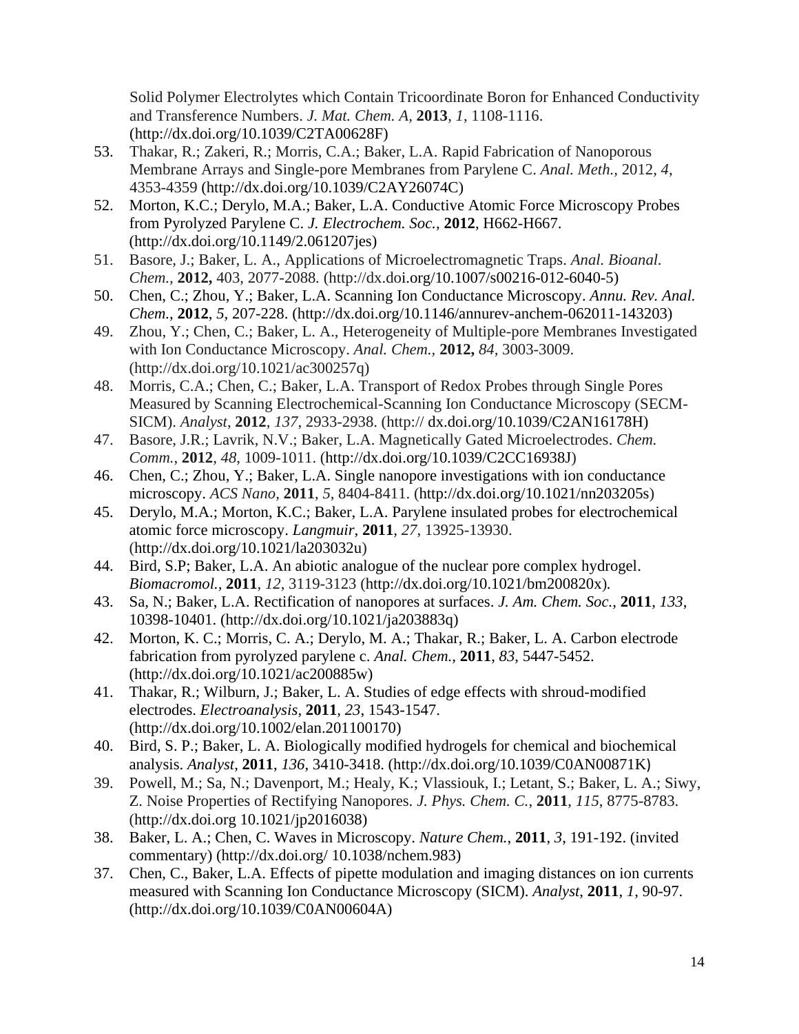Solid Polymer Electrolytes which Contain Tricoordinate Boron for Enhanced Conductivity and Transference Numbers. *J. Mat. Chem. A*, **2013**, *1*, 1108-1116. (http://dx.doi.org/10.1039/C2TA00628F)

53. Thakar, R.; Zakeri, R.; Morris, C.A.; Baker, L.A. Rapid Fabrication of Nanoporous Membrane Arrays and Single-pore Membranes from Parylene C. *Anal. Meth.*, 2012, *4*, 4353-4359 (http://dx.doi.org/10.1039/C2AY26074C)
52. Morton, K.C.; Derylo, M.A.; Baker, L.A. Conductive Atomic Force Microscopy Probes from Pyrolyzed Parylene C. *J. Electrochem. Soc.*, **2012**, H662-H667. (http://dx.doi.org/10.1149/2.061207jes)
51. Basore, J.; Baker, L. A., Applications of Microelectromagnetic Traps. *Anal. Bioanal. Chem.*, **2012,** 403, 2077-2088. (http://dx.doi.org/10.1007/s00216-012-6040-5)
50. Chen, C.; Zhou, Y.; Baker, L.A. Scanning Ion Conductance Microscopy. *Annu. Rev. Anal. Chem.*, **2012**, *5*, 207-228. (http://dx.doi.org/10.1146/annurev-anchem-062011-143203)
49. Zhou, Y.; Chen, C.; Baker, L. A., Heterogeneity of Multiple-pore Membranes Investigated with Ion Conductance Microscopy. *Anal. Chem.*, **2012,** *84*, 3003-3009. (http://dx.doi.org/10.1021/ac300257q)
48. Morris, C.A.; Chen, C.; Baker, L.A. Transport of Redox Probes through Single Pores Measured by Scanning Electrochemical-Scanning Ion Conductance Microscopy (SECM-SICM). *Analyst*, **2012**, *137*, 2933-2938. (http:// dx.doi.org/10.1039/C2AN16178H)
47. Basore, J.R.; Lavrik, N.V.; Baker, L.A. Magnetically Gated Microelectrodes. *Chem. Comm.*, **2012**, *48*, 1009-1011. (http://dx.doi.org/10.1039/C2CC16938J)
46. Chen, C.; Zhou, Y.; Baker, L.A. Single nanopore investigations with ion conductance microscopy. *ACS Nano*, **2011**, *5*, 8404-8411. (http://dx.doi.org/10.1021/nn203205s)
45. Derylo, M.A.; Morton, K.C.; Baker, L.A. Parylene insulated probes for electrochemical atomic force microscopy. *Langmuir*, **2011**, *27*, 13925-13930. (http://dx.doi.org/10.1021/la203032u)
44. Bird, S.P; Baker, L.A. An abiotic analogue of the nuclear pore complex hydrogel. *Biomacromol.*, **2011**, *12*, 3119-3123 (http://dx.doi.org/10.1021/bm200820x).
43. Sa, N.; Baker, L.A. Rectification of nanopores at surfaces. *J. Am. Chem. Soc.*, **2011**, *133*, 10398-10401. (http://dx.doi.org/10.1021/ja203883q)
42. Morton, K. C.; Morris, C. A.; Derylo, M. A.; Thakar, R.; Baker, L. A. Carbon electrode fabrication from pyrolyzed parylene c. *Anal. Chem.*, **2011**, *83*, 5447-5452. (http://dx.doi.org/10.1021/ac200885w)
41. Thakar, R.; Wilburn, J.; Baker, L. A. Studies of edge effects with shroud-modified electrodes. *Electroanalysis*, **2011**, *23*, 1543-1547. (http://dx.doi.org/10.1002/elan.201100170)
40. Bird, S. P.; Baker, L. A. Biologically modified hydrogels for chemical and biochemical analysis. *Analyst*, **2011**, *136*, 3410-3418. (http://dx.doi.org/10.1039/C0AN00871K)
39. Powell, M.; Sa, N.; Davenport, M.; Healy, K.; Vlassiouk, I.; Letant, S.; Baker, L. A.; Siwy, Z. Noise Properties of Rectifying Nanopores. *J. Phys. Chem. C.*, **2011**, *115*, 8775-8783. (http://dx.doi.org 10.1021/jp2016038)
38. Baker, L. A.; Chen, C. Waves in Microscopy. *Nature Chem.*, **2011**, *3*, 191-192. (invited commentary) (http://dx.doi.org/ 10.1038/nchem.983)
37. Chen, C., Baker, L.A. Effects of pipette modulation and imaging distances on ion currents measured with Scanning Ion Conductance Microscopy (SICM). *Analyst*, **2011**, *1*, 90-97. (http://dx.doi.org/10.1039/C0AN00604A)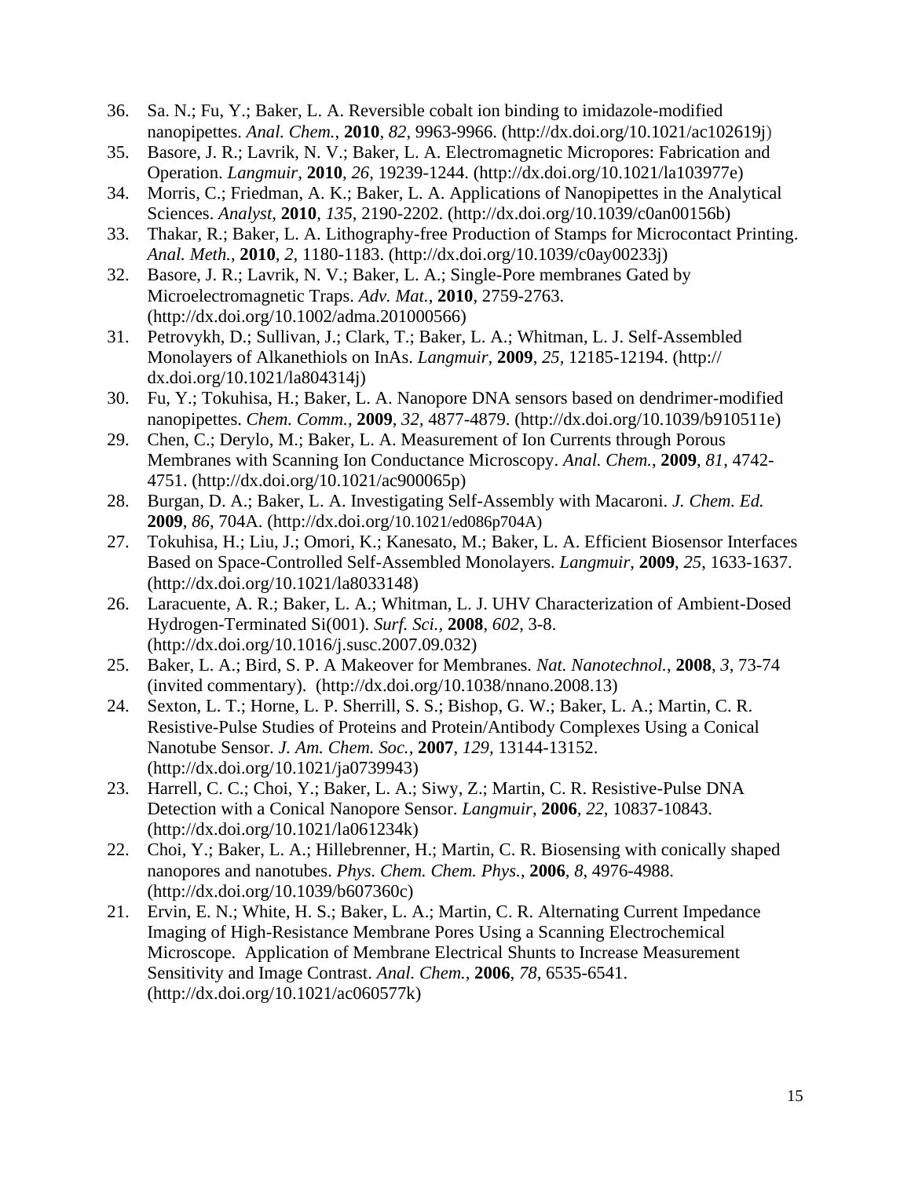36. Sa. N.; Fu, Y.; Baker, L. A. Reversible cobalt ion binding to imidazole-modified nanopipettes. *Anal. Chem.*, **2010**, *82*, 9963-9966. (http://dx.doi.org/10.1021/ac102619j)
35. Basore, J. R.; Lavrik, N. V.; Baker, L. A. Electromagnetic Micropores: Fabrication and Operation. *Langmuir*, **2010**, *26*, 19239-1244. (http://dx.doi.org/10.1021/la103977e)
34. Morris, C.; Friedman, A. K.; Baker, L. A. Applications of Nanopipettes in the Analytical Sciences. *Analyst*, **2010**, *135*, 2190-2202. (http://dx.doi.org/10.1039/c0an00156b)
33. Thakar, R.; Baker, L. A. Lithography-free Production of Stamps for Microcontact Printing. *Anal. Meth.*, **2010**, *2*, 1180-1183. (http://dx.doi.org/10.1039/c0ay00233j)
32. Basore, J. R.; Lavrik, N. V.; Baker, L. A.; Single-Pore membranes Gated by Microelectromagnetic Traps. *Adv. Mat.*, **2010**, 2759-2763. (http://dx.doi.org/10.1002/adma.201000566)
31. Petrovykh, D.; Sullivan, J.; Clark, T.; Baker, L. A.; Whitman, L. J. Self-Assembled Monolayers of Alkanethiols on InAs. *Langmuir*, **2009**, *25*, 12185-12194. (http://dx.doi.org/10.1021/la804314j)
30. Fu, Y.; Tokuhisa, H.; Baker, L. A. Nanopore DNA sensors based on dendrimer-modified nanopipettes. *Chem. Comm.*, **2009**, *32*, 4877-4879. (http://dx.doi.org/10.1039/b910511e)
29. Chen, C.; Derylo, M.; Baker, L. A. Measurement of Ion Currents through Porous Membranes with Scanning Ion Conductance Microscopy. *Anal. Chem.*, **2009**, *81*, 4742-4751. (http://dx.doi.org/10.1021/ac900065p)
28. Burgan, D. A.; Baker, L. A. Investigating Self-Assembly with Macaroni. *J. Chem. Ed.* **2009**, *86*, 704A. (http://dx.doi.org/10.1021/ed086p704A)
27. Tokuhisa, H.; Liu, J.; Omori, K.; Kanesato, M.; Baker, L. A. Efficient Biosensor Interfaces Based on Space-Controlled Self-Assembled Monolayers. *Langmuir*, **2009**, *25*, 1633-1637. (http://dx.doi.org/10.1021/la8033148)
26. Laracuente, A. R.; Baker, L. A.; Whitman, L. J. UHV Characterization of Ambient-Dosed Hydrogen-Terminated Si(001). *Surf. Sci.*, **2008**, *602*, 3-8. (http://dx.doi.org/10.1016/j.susc.2007.09.032)
25. Baker, L. A.; Bird, S. P. A Makeover for Membranes. *Nat. Nanotechnol.*, **2008**, *3*, 73-74 (invited commentary). (http://dx.doi.org/10.1038/nnano.2008.13)
24. Sexton, L. T.; Horne, L. P. Sherrill, S. S.; Bishop, G. W.; Baker, L. A.; Martin, C. R. Resistive-Pulse Studies of Proteins and Protein/Antibody Complexes Using a Conical Nanotube Sensor. *J. Am. Chem. Soc.*, **2007**, *129*, 13144-13152. (http://dx.doi.org/10.1021/ja0739943)
23. Harrell, C. C.; Choi, Y.; Baker, L. A.; Siwy, Z.; Martin, C. R. Resistive-Pulse DNA Detection with a Conical Nanopore Sensor. *Langmuir*, **2006**, *22*, 10837-10843. (http://dx.doi.org/10.1021/la061234k)
22. Choi, Y.; Baker, L. A.; Hillebrenner, H.; Martin, C. R. Biosensing with conically shaped nanopores and nanotubes. *Phys. Chem. Chem. Phys.*, **2006**, *8*, 4976-4988. (http://dx.doi.org/10.1039/b607360c)
21. Ervin, E. N.; White, H. S.; Baker, L. A.; Martin, C. R. Alternating Current Impedance Imaging of High-Resistance Membrane Pores Using a Scanning Electrochemical Microscope. Application of Membrane Electrical Shunts to Increase Measurement Sensitivity and Image Contrast. *Anal. Chem.*, **2006**, *78*, 6535-6541. (http://dx.doi.org/10.1021/ac060577k)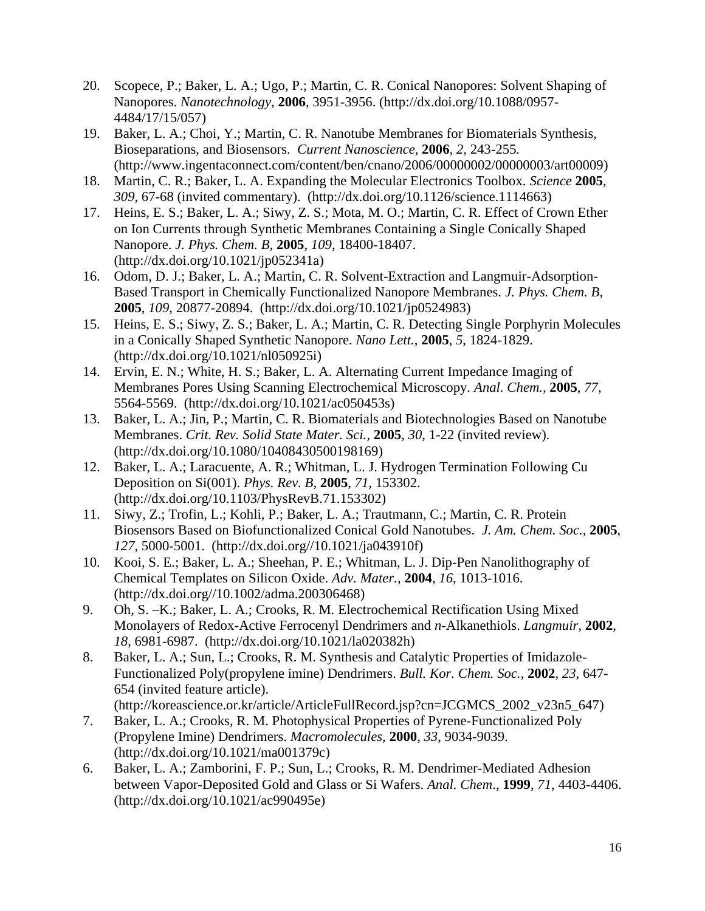20. Scopece, P.; Baker, L. A.; Ugo, P.; Martin, C. R. Conical Nanopores: Solvent Shaping of Nanopores. *Nanotechnology*, **2006**, 3951-3956. (http://dx.doi.org/10.1088/0957-4484/17/15/057)
19. Baker, L. A.; Choi, Y.; Martin, C. R. Nanotube Membranes for Biomaterials Synthesis, Bioseparations, and Biosensors. *Current Nanoscience*, **2006**, *2*, 243-255. (http://www.ingentaconnect.com/content/ben/cnano/2006/00000002/00000003/art00009)
18. Martin, C. R.; Baker, L. A. Expanding the Molecular Electronics Toolbox. *Science* **2005**, *309*, 67-68 (invited commentary). (http://dx.doi.org/10.1126/science.1114663)
17. Heins, E. S.; Baker, L. A.; Siwy, Z. S.; Mota, M. O.; Martin, C. R. Effect of Crown Ether on Ion Currents through Synthetic Membranes Containing a Single Conically Shaped Nanopore. *J. Phys. Chem. B*, **2005**, *109*, 18400-18407. (http://dx.doi.org/10.1021/jp052341a)
16. Odom, D. J.; Baker, L. A.; Martin, C. R. Solvent-Extraction and Langmuir-Adsorption-Based Transport in Chemically Functionalized Nanopore Membranes. *J. Phys. Chem. B*, **2005**, *109*, 20877-20894. (http://dx.doi.org/10.1021/jp0524983)
15. Heins, E. S.; Siwy, Z. S.; Baker, L. A.; Martin, C. R. Detecting Single Porphyrin Molecules in a Conically Shaped Synthetic Nanopore. *Nano Lett.*, **2005**, *5*, 1824-1829. (http://dx.doi.org/10.1021/nl050925i)
14. Ervin, E. N.; White, H. S.; Baker, L. A. Alternating Current Impedance Imaging of Membranes Pores Using Scanning Electrochemical Microscopy. *Anal. Chem.*, **2005**, *77*, 5564-5569. (http://dx.doi.org/10.1021/ac050453s)
13. Baker, L. A.; Jin, P.; Martin, C. R. Biomaterials and Biotechnologies Based on Nanotube Membranes. *Crit. Rev. Solid State Mater. Sci.*, **2005**, *30*, 1-22 (invited review). (http://dx.doi.org/10.1080/10408430500198169)
12. Baker, L. A.; Laracuente, A. R.; Whitman, L. J. Hydrogen Termination Following Cu Deposition on Si(001). *Phys. Rev. B*, **2005**, *71*, 153302. (http://dx.doi.org/10.1103/PhysRevB.71.153302)
11. Siwy, Z.; Trofin, L.; Kohli, P.; Baker, L. A.; Trautmann, C.; Martin, C. R. Protein Biosensors Based on Biofunctionalized Conical Gold Nanotubes. *J. Am. Chem. Soc.*, **2005**, *127*, 5000-5001. (http://dx.doi.org//10.1021/ja043910f)
10. Kooi, S. E.; Baker, L. A.; Sheehan, P. E.; Whitman, L. J. Dip-Pen Nanolithography of Chemical Templates on Silicon Oxide. *Adv. Mater.*, **2004**, *16*, 1013-1016. (http://dx.doi.org//10.1002/adma.200306468)
9. Oh, S. –K.; Baker, L. A.; Crooks, R. M. Electrochemical Rectification Using Mixed Monolayers of Redox-Active Ferrocenyl Dendrimers and *n*-Alkanethiols. *Langmuir*, **2002**, *18*, 6981-6987. (http://dx.doi.org/10.1021/la020382h)
8. Baker, L. A.; Sun, L.; Crooks, R. M. Synthesis and Catalytic Properties of Imidazole-Functionalized Poly(propylene imine) Dendrimers. *Bull. Kor. Chem. Soc.*, **2002**, *23*, 647-654 (invited feature article). (http://koreascience.or.kr/article/ArticleFullRecord.jsp?cn=JCGMCS_2002_v23n5_647)
7. Baker, L. A.; Crooks, R. M. Photophysical Properties of Pyrene-Functionalized Poly (Propylene Imine) Dendrimers. *Macromolecules*, **2000**, *33*, 9034-9039. (http://dx.doi.org/10.1021/ma001379c)
6. Baker, L. A.; Zamborini, F. P.; Sun, L.; Crooks, R. M. Dendrimer-Mediated Adhesion between Vapor-Deposited Gold and Glass or Si Wafers. *Anal. Chem*., **1999**, *71*, 4403-4406. (http://dx.doi.org/10.1021/ac990495e)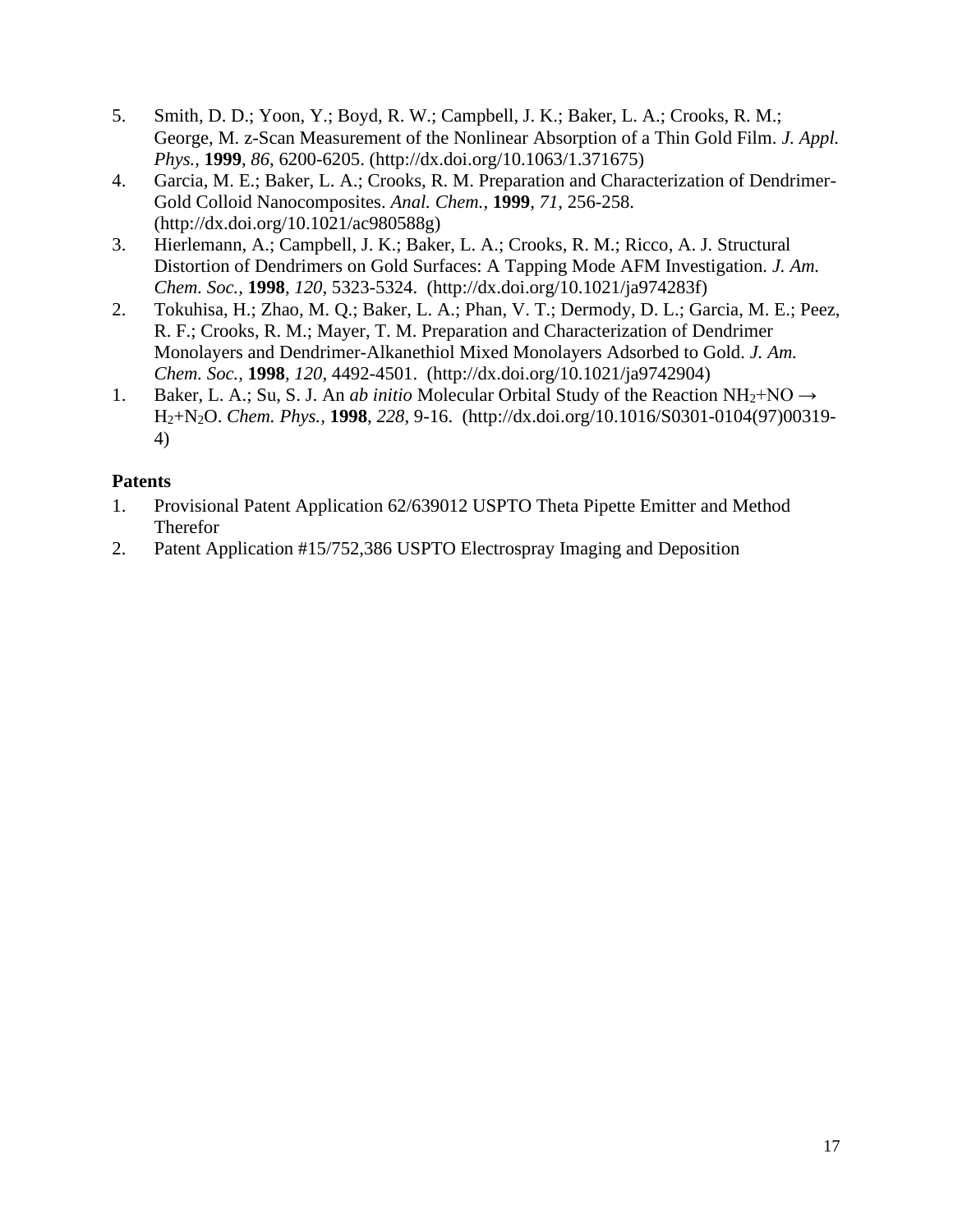5. Smith, D. D.; Yoon, Y.; Boyd, R. W.; Campbell, J. K.; Baker, L. A.; Crooks, R. M.; George, M. z-Scan Measurement of the Nonlinear Absorption of a Thin Gold Film. *J. Appl. Phys.*, **1999**, *86*, 6200-6205. (http://dx.doi.org/10.1063/1.371675)
4. Garcia, M. E.; Baker, L. A.; Crooks, R. M. Preparation and Characterization of Dendrimer-Gold Colloid Nanocomposites. *Anal. Chem.*, **1999**, *71*, 256-258. (http://dx.doi.org/10.1021/ac980588g)
3. Hierlemann, A.; Campbell, J. K.; Baker, L. A.; Crooks, R. M.; Ricco, A. J. Structural Distortion of Dendrimers on Gold Surfaces: A Tapping Mode AFM Investigation. *J. Am. Chem. Soc.*, **1998**, *120*, 5323-5324. (http://dx.doi.org/10.1021/ja974283f)
2. Tokuhisa, H.; Zhao, M. Q.; Baker, L. A.; Phan, V. T.; Dermody, D. L.; Garcia, M. E.; Peez, R. F.; Crooks, R. M.; Mayer, T. M. Preparation and Characterization of Dendrimer Monolayers and Dendrimer-Alkanethiol Mixed Monolayers Adsorbed to Gold. *J. Am. Chem. Soc.*, **1998**, *120*, 4492-4501. (http://dx.doi.org/10.1021/ja9742904)
1. Baker, L. A.; Su, S. J. An *ab initio* Molecular Orbital Study of the Reaction $NH_2$+NO → $H_2$+$N_2O$. *Chem. Phys.*, **1998**, *228*, 9-16. (http://dx.doi.org/10.1016/S0301-0104(97)00319-4)

**Patents**

1. Provisional Patent Application 62/639012 USPTO Theta Pipette Emitter and Method Therefor
2. Patent Application #15/752,386 USPTO Electrospray Imaging and Deposition